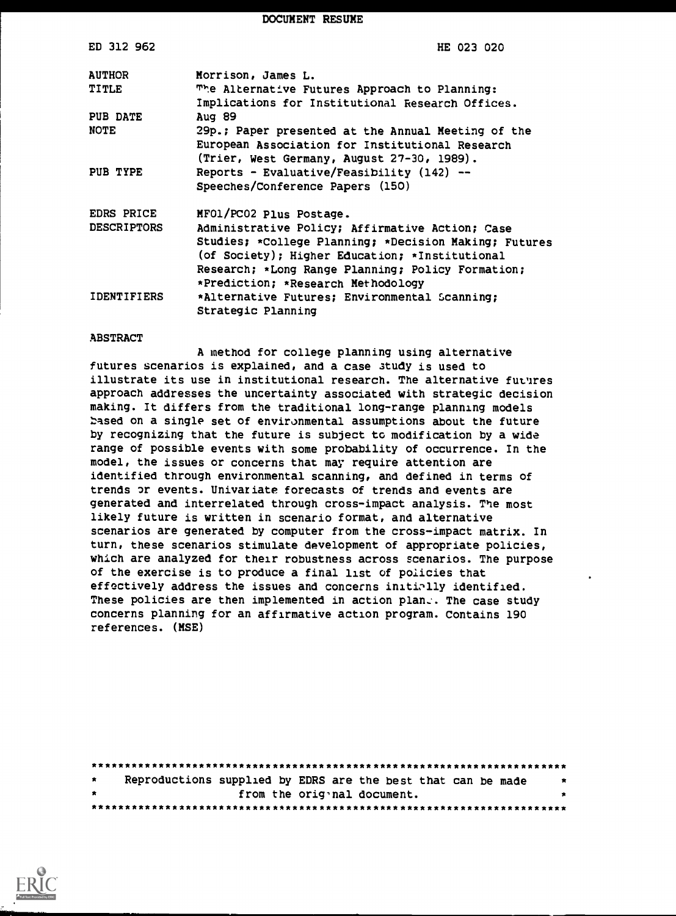DOCUMENT RESUME

| | |
|---|---|
| ED 312 962 | HE 023 020 |
| AUTHOR | Morrison, James L. |
| TITLE | The Alternative Futures Approach to Planning: Implications for Institutional Research Offices. |
| PUB DATE | Aug 89 |
| NOTE | 29p.; Paper presented at the Annual Meeting of the European Association for Institutional Research (Trier, West Germany, August 27-30, 1989). |
| PUB TYPE | Reports - Evaluative/Feasibility (142) -- Speeches/Conference Papers (150) |
| EDRS PRICE | MF01/PC02 Plus Postage. |
| DESCRIPTORS | Administrative Policy; Affirmative Action; Case Studies; *College Planning; *Decision Making; Futures (of Society); Higher Education; *Institutional Research; *Long Range Planning; Policy Formation; *Prediction; *Research Methodology |
| IDENTIFIERS | *Alternative Futures; Environmental Scanning; Strategic Planning |

ABSTRACT

A method for college planning using alternative futures scenarios is explained, and a case study is used to illustrate its use in institutional research. The alternative futures approach addresses the uncertainty associated with strategic decision making. It differs from the traditional long-range planning models based on a single set of environmental assumptions about the future by recognizing that the future is subject to modification by a wide range of possible events with some probability of occurrence. In the model, the issues or concerns that may require attention are identified through environmental scanning, and defined in terms of trends or events. Univariate forecasts of trends and events are generated and interrelated through cross-impact analysis. The most likely future is written in scenario format, and alternative scenarios are generated by computer from the cross-impact matrix. In turn, these scenarios stimulate development of appropriate policies, which are analyzed for their robustness across scenarios. The purpose of the exercise is to produce a final list of policies that effectively address the issues and concerns initially identified. These policies are then implemented in action plans. The case study concerns planning for an affirmative action program. Contains 190 references. (MSE)

***********************************************************************
* Reproductions supplied by EDRS are the best that can be made *
* from the original document. *
***********************************************************************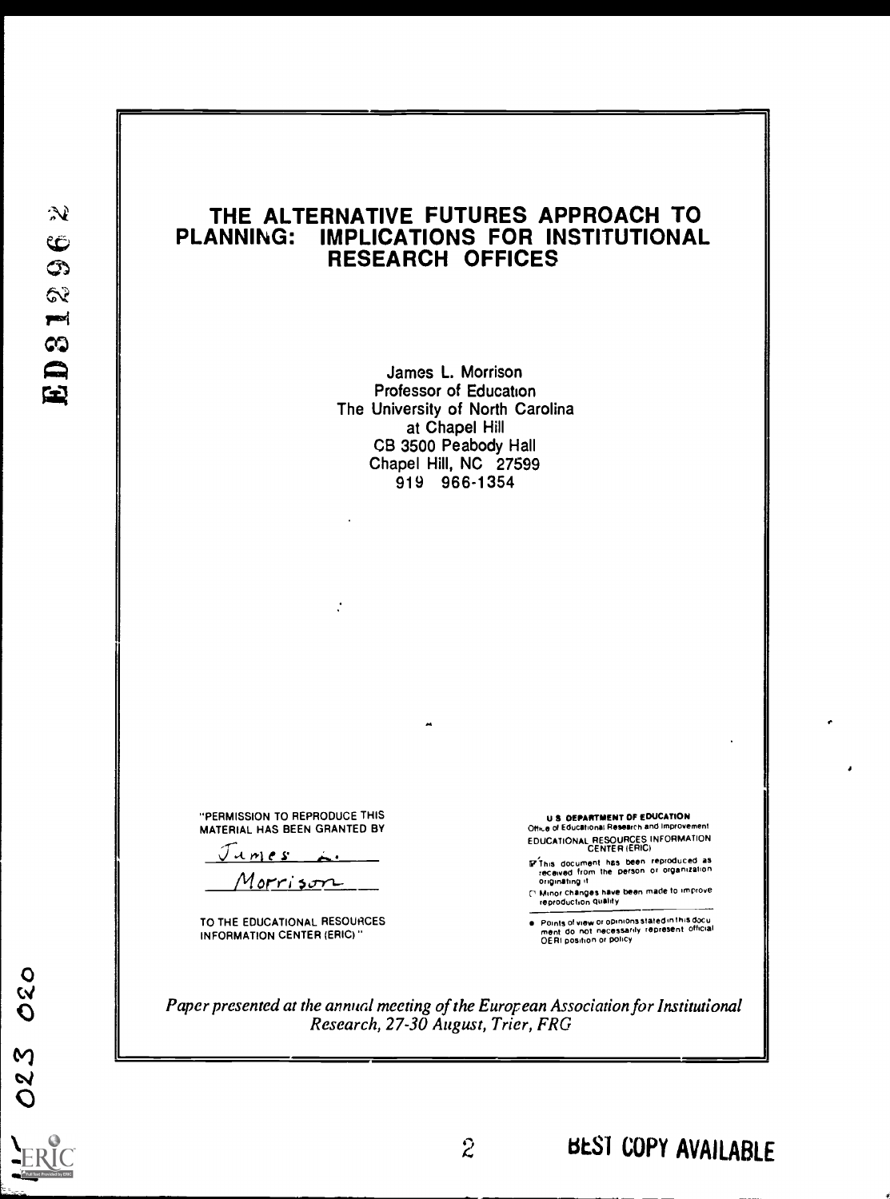# THE ALTERNATIVE FUTURES APPROACH TO PLANNING: IMPLICATIONS FOR INSTITUTIONAL RESEARCH OFFICES

James L. Morrison
Professor of Education
The University of North Carolina
at Chapel Hill
CB 3500 Peabody Hall
Chapel Hill, NC 27599
919 966-1354

"PERMISSION TO REPRODUCE THIS MATERIAL HAS BEEN GRANTED BY

James L. Morrison

TO THE EDUCATIONAL RESOURCES INFORMATION CENTER (ERIC)."

U.S. DEPARTMENT OF EDUCATION
Office of Educational Research and Improvement
EDUCATIONAL RESOURCES INFORMATION CENTER (ERIC)

- This document has been reproduced as received from the person or organization originating it.
- Minor changes have been made to improve reproduction quality.
- Points of view or opinions stated in this document do not necessarily represent official OERI position or policy.

*Paper presented at the annual meeting of the European Association for Institutional Research, 27-30 August, Trier, FRG*

ED312962

023 020

BEST COPY AVAILABLE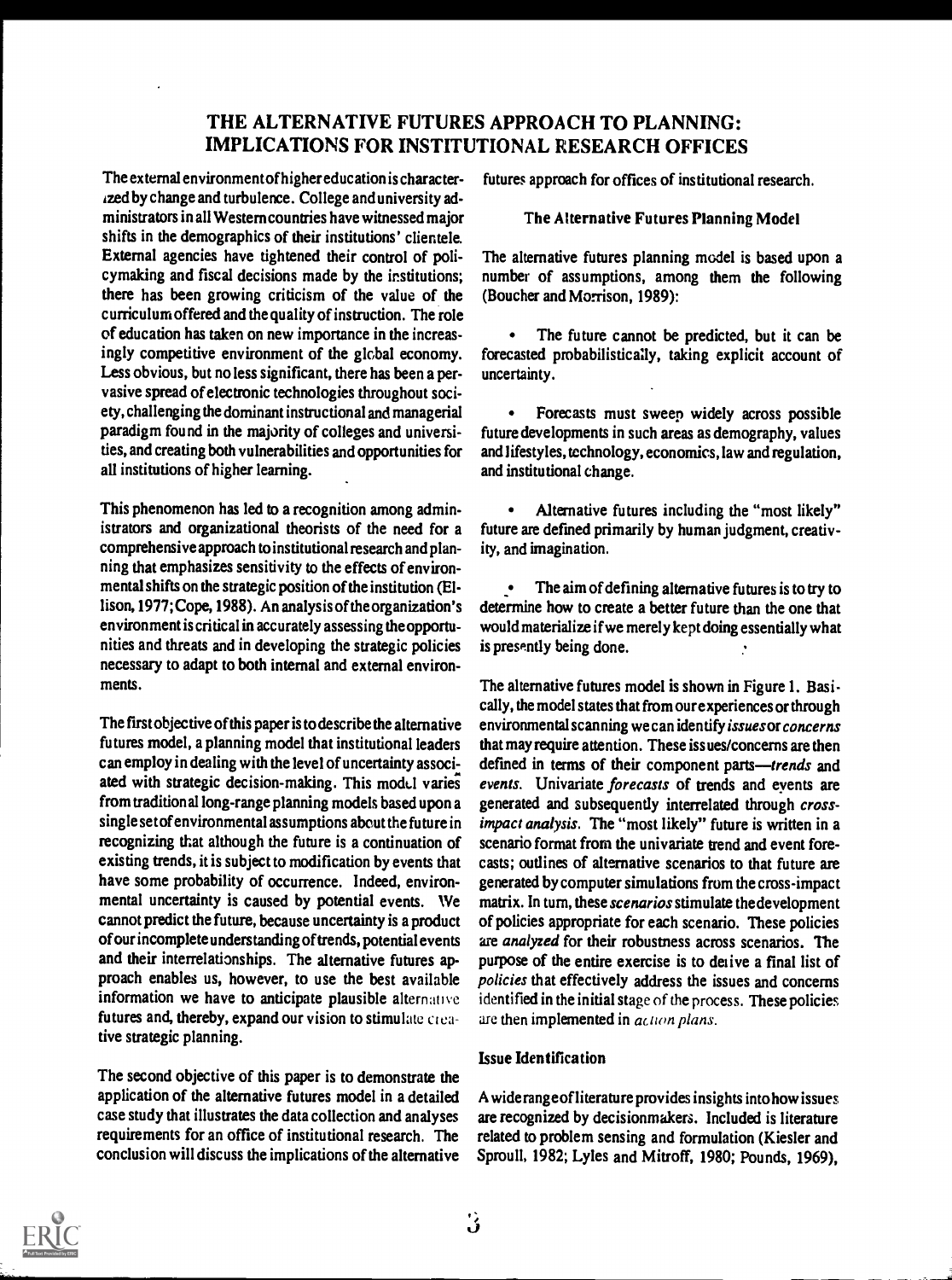# THE ALTERNATIVE FUTURES APPROACH TO PLANNING: IMPLICATIONS FOR INSTITUTIONAL RESEARCH OFFICES

The external environment of higher education is characterized by change and turbulence. College and university administrators in all Western countries have witnessed major shifts in the demographics of their institutions' clientele. External agencies have tightened their control of policymaking and fiscal decisions made by the institutions; there has been growing criticism of the value of the curriculum offered and the quality of instruction. The role of education has taken on new importance in the increasingly competitive environment of the global economy. Less obvious, but no less significant, there has been a pervasive spread of electronic technologies throughout society, challenging the dominant instructional and managerial paradigm found in the majority of colleges and universities, and creating both vulnerabilities and opportunities for all institutions of higher learning.

This phenomenon has led to a recognition among administrators and organizational theorists of the need for a comprehensive approach to institutional research and planning that emphasizes sensitivity to the effects of environmental shifts on the strategic position of the institution (Ellison, 1977; Cope, 1988). An analysis of the organization's environment is critical in accurately assessing the opportunities and threats and in developing the strategic policies necessary to adapt to both internal and external environments.

The first objective of this paper is to describe the alternative futures model, a planning model that institutional leaders can employ in dealing with the level of uncertainty associated with strategic decision-making. This model varies from traditional long-range planning models based upon a single set of environmental assumptions about the future in recognizing that although the future is a continuation of existing trends, it is subject to modification by events that have some probability of occurrence. Indeed, environmental uncertainty is caused by potential events. We cannot predict the future, because uncertainty is a product of our incomplete understanding of trends, potential events and their interrelationships. The alternative futures approach enables us, however, to use the best available information we have to anticipate plausible alternative futures and, thereby, expand our vision to stimulate creative strategic planning.

The second objective of this paper is to demonstrate the application of the alternative futures model in a detailed case study that illustrates the data collection and analyses requirements for an office of institutional research. The conclusion will discuss the implications of the alternative futures approach for offices of institutional research.

## The Alternative Futures Planning Model

The alternative futures planning model is based upon a number of assumptions, among them the following (Boucher and Morrison, 1989):

- The future cannot be predicted, but it can be forecasted probabilistically, taking explicit account of uncertainty.
- Forecasts must sweep widely across possible future developments in such areas as demography, values and lifestyles, technology, economics, law and regulation, and institutional change.
- Alternative futures including the "most likely" future are defined primarily by human judgment, creativity, and imagination.
- The aim of defining alternative futures is to try to determine how to create a better future than the one that would materialize if we merely kept doing essentially what is presently being done.

The alternative futures model is shown in Figure 1. Basically, the model states that from our experiences or through environmental scanning we can identify *issues* or *concerns* that may require attention. These issues/concerns are then defined in terms of their component parts—*trends* and *events*. Univariate *forecasts* of trends and events are generated and subsequently interrelated through *cross-impact analysis*. The "most likely" future is written in a scenario format from the univariate trend and event forecasts; outlines of alternative scenarios to that future are generated by computer simulations from the cross-impact matrix. In turn, these *scenarios* stimulate the development of policies appropriate for each scenario. These policies are *analyzed* for their robustness across scenarios. The purpose of the entire exercise is to derive a final list of *policies* that effectively address the issues and concerns identified in the initial stage of the process. These policies are then implemented in *action plans*.

### Issue Identification

A wide range of literature provides insights into how issues are recognized by decisionmakers. Included is literature related to problem sensing and formulation (Kiesler and Sproull, 1982; Lyles and Mitroff, 1980; Pounds, 1969),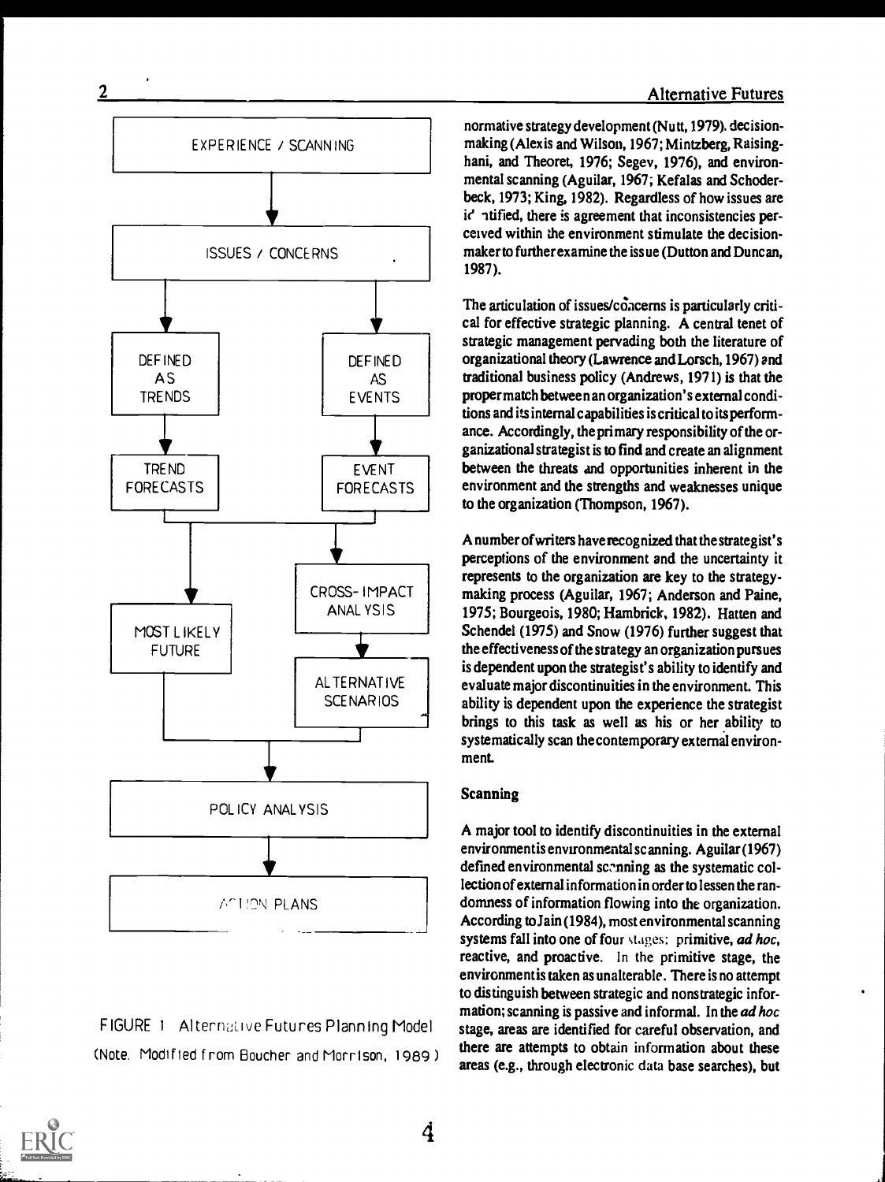EXPERIENCE / SCANNING

ISSUES / CONCERNS

DEFINED AS TRENDS

DEFINED AS EVENTS

TREND FORECASTS

EVENT FORECASTS

CROSS-IMPACT ANALYSIS

MOST LIKELY FUTURE

ALTERNATIVE SCENARIOS

POLICY ANALYSIS

ACTION PLANS

FIGURE 1 Alternative Futures Planning Model
(Note. Modified from Boucher and Morrison, 1989)

normative strategy development (Nutt, 1979). decision-making (Alexis and Wilson, 1967; Mintzberg, Raisinghani, and Theoret, 1976; Segev, 1976), and environmental scanning (Aguilar, 1967; Kefalas and Schoderbeck, 1973; King, 1982). Regardless of how issues are identified, there is agreement that inconsistencies perceived within the environment stimulate the decision-maker to further examine the issue (Dutton and Duncan, 1987).

The articulation of issues/concerns is particularly critical for effective strategic planning. A central tenet of strategic management pervading both the literature of organizational theory (Lawrence and Lorsch, 1967) and traditional business policy (Andrews, 1971) is that the proper match between an organization's external conditions and its internal capabilities is critical to its performance. Accordingly, the primary responsibility of the organizational strategist is to find and create an alignment between the threats and opportunities inherent in the environment and the strengths and weaknesses unique to the organization (Thompson, 1967).

A number of writers have recognized that the strategist's perceptions of the environment and the uncertainty it represents to the organization are key to the strategy-making process (Aguilar, 1967; Anderson and Paine, 1975; Bourgeois, 1980; Hambrick, 1982). Hatten and Schendel (1975) and Snow (1976) further suggest that the effectiveness of the strategy an organization pursues is dependent upon the strategist's ability to identify and evaluate major discontinuities in the environment. This ability is dependent upon the experience the strategist brings to this task as well as his or her ability to systematically scan the contemporary external environment.

### Scanning

A major tool to identify discontinuities in the external environment is environmental scanning. Aguilar (1967) defined environmental scanning as the systematic collection of external information in order to lessen the randomness of information flowing into the organization. According to Jain (1984), most environmental scanning systems fall into one of four stages: primitive, *ad hoc*, reactive, and proactive. In the primitive stage, the environment is taken as unalterable. There is no attempt to distinguish between strategic and nonstrategic information; scanning is passive and informal. In the *ad hoc* stage, areas are identified for careful observation, and there are attempts to obtain information about these areas (e.g., through electronic data base searches), but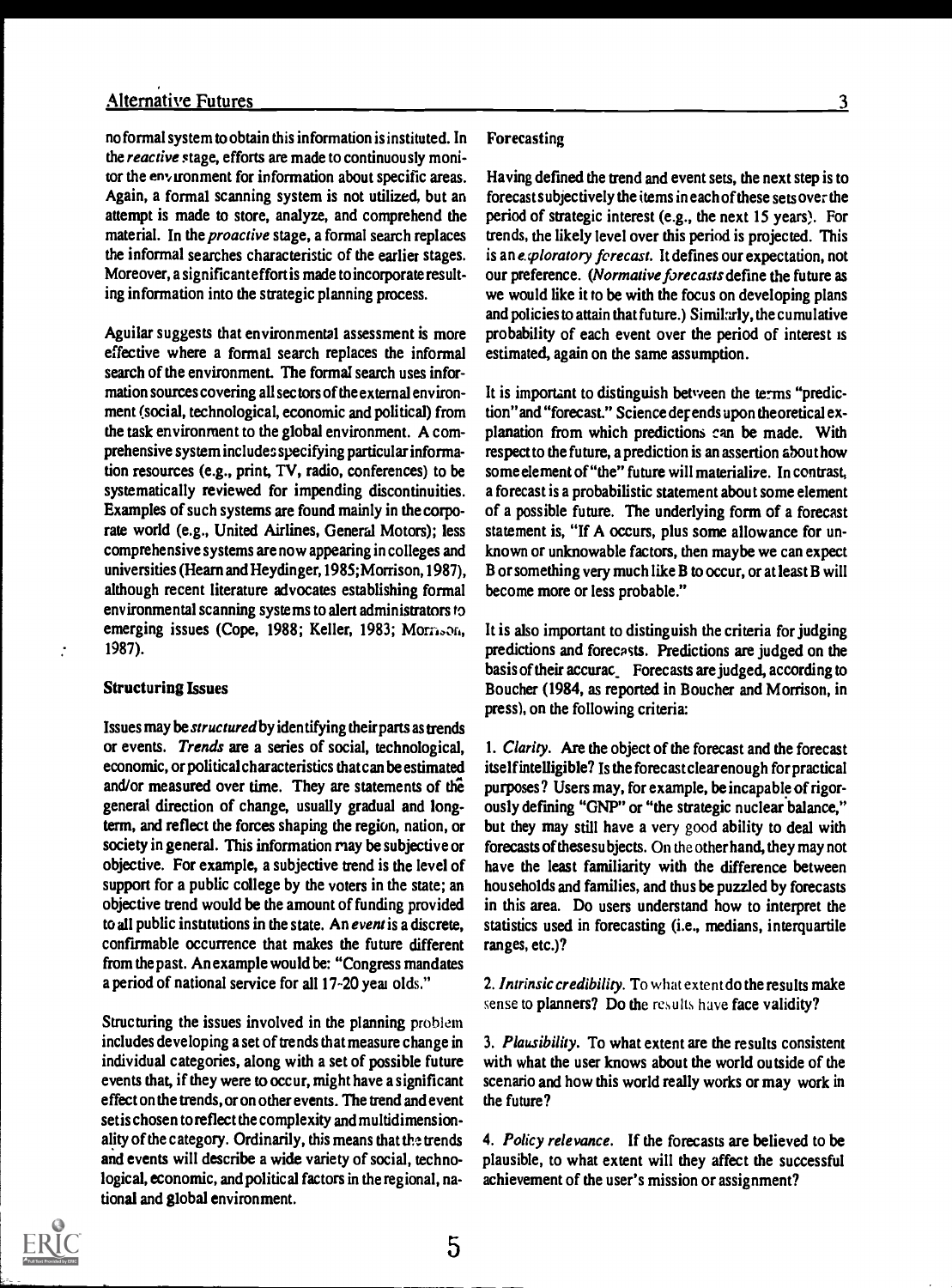no formal system to obtain this information is instituted. In the *reactive* stage, efforts are made to continuously monitor the environment for information about specific areas. Again, a formal scanning system is not utilized, but an attempt is made to store, analyze, and comprehend the material. In the *proactive* stage, a formal search replaces the informal searches characteristic of the earlier stages. Moreover, a significant effort is made to incorporate resulting information into the strategic planning process.

Aguilar suggests that environmental assessment is more effective where a formal search replaces the informal search of the environment. The formal search uses information sources covering all sectors of the external environment (social, technological, economic and political) from the task environment to the global environment. A comprehensive system includes specifying particular information resources (e.g., print, TV, radio, conferences) to be systematically reviewed for impending discontinuities. Examples of such systems are found mainly in the corporate world (e.g., United Airlines, General Motors); less comprehensive systems are now appearing in colleges and universities (Hearn and Heydinger, 1985; Morrison, 1987), although recent literature advocates establishing formal environmental scanning systems to alert administrators to emerging issues (Cope, 1988; Keller, 1983; Morrison, 1987).

### Structuring Issues

Issues may be *structured* by identifying their parts as trends or events. *Trends* are a series of social, technological, economic, or political characteristics that can be estimated and/or measured over time. They are statements of the general direction of change, usually gradual and long-term, and reflect the forces shaping the region, nation, or society in general. This information may be subjective or objective. For example, a subjective trend is the level of support for a public college by the voters in the state; an objective trend would be the amount of funding provided to all public institutions in the state. An *event* is a discrete, confirmable occurrence that makes the future different from the past. An example would be: "Congress mandates a period of national service for all 17-20 year olds."

Structuring the issues involved in the planning problem includes developing a set of trends that measure change in individual categories, along with a set of possible future events that, if they were to occur, might have a significant effect on the trends, or on other events. The trend and event set is chosen to reflect the complexity and multidimensionality of the category. Ordinarily, this means that the trends and events will describe a wide variety of social, technological, economic, and political factors in the regional, national and global environment.

### Forecasting

Having defined the trend and event sets, the next step is to forecast subjectively the items in each of these sets over the period of strategic interest (e.g., the next 15 years). For trends, the likely level over this period is projected. This is an *exploratory forecast*. It defines our expectation, not our preference. (*Normative forecasts* define the future as we would like it to be with the focus on developing plans and policies to attain that future.) Similarly, the cumulative probability of each event over the period of interest is estimated, again on the same assumption.

It is important to distinguish between the terms "prediction" and "forecast." Science depends upon theoretical explanation from which predictions can be made. With respect to the future, a prediction is an assertion about how some element of "the" future will materialize. In contrast, a forecast is a probabilistic statement about some element of a possible future. The underlying form of a forecast statement is, "If A occurs, plus some allowance for unknown or unknowable factors, then maybe we can expect B or something very much like B to occur, or at least B will become more or less probable."

It is also important to distinguish the criteria for judging predictions and forecasts. Predictions are judged on the basis of their accuracy. Forecasts are judged, according to Boucher (1984, as reported in Boucher and Morrison, in press), on the following criteria:

1. *Clarity.* Are the object of the forecast and the forecast itself intelligible? Is the forecast clear enough for practical purposes? Users may, for example, be incapable of rigorously defining "GNP" or "the strategic nuclear balance," but they may still have a very good ability to deal with forecasts of these subjects. On the other hand, they may not have the least familiarity with the difference between households and families, and thus be puzzled by forecasts in this area. Do users understand how to interpret the statistics used in forecasting (i.e., medians, interquartile ranges, etc.)?

2. *Intrinsic credibility.* To what extent do the results make sense to planners? Do the results have face validity?

3. *Plausibility.* To what extent are the results consistent with what the user knows about the world outside of the scenario and how this world really works or may work in the future?

4. *Policy relevance.* If the forecasts are believed to be plausible, to what extent will they affect the successful achievement of the user's mission or assignment?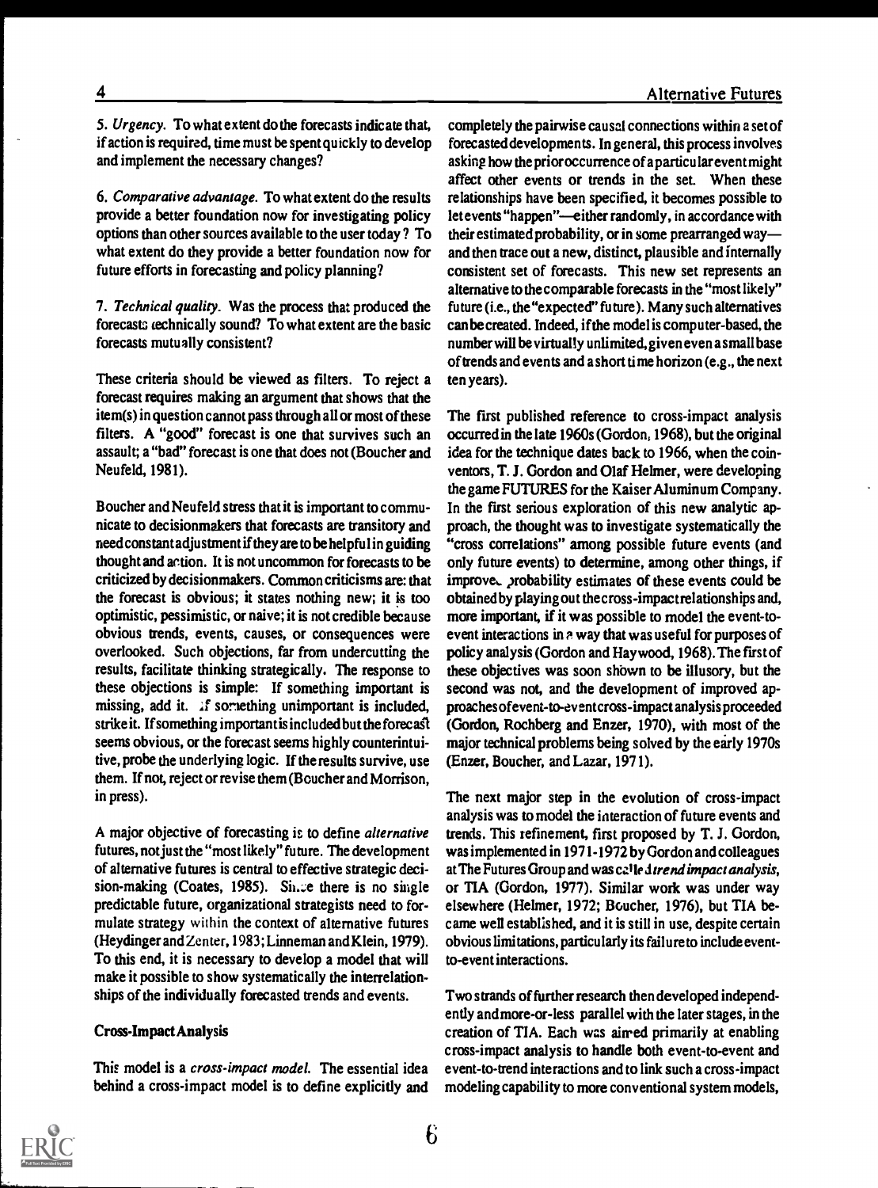5. *Urgency.* To what extent do the forecasts indicate that, if action is required, time must be spent quickly to develop and implement the necessary changes?

6. *Comparative advantage.* To what extent do the results provide a better foundation now for investigating policy options than other sources available to the user today? To what extent do they provide a better foundation now for future efforts in forecasting and policy planning?

7. *Technical quality.* Was the process that produced the forecasts technically sound? To what extent are the basic forecasts mutually consistent?

These criteria should be viewed as filters. To reject a forecast requires making an argument that shows that the item(s) in question cannot pass through all or most of these filters. A "good" forecast is one that survives such an assault; a "bad" forecast is one that does not (Boucher and Neufeld, 1981).

Boucher and Neufeld stress that it is important to communicate to decisionmakers that forecasts are transitory and need constant adjustment if they are to be helpful in guiding thought and action. It is not uncommon for forecasts to be criticized by decisionmakers. Common criticisms are: that the forecast is obvious; it states nothing new; it is too optimistic, pessimistic, or naive; it is not credible because obvious trends, events, causes, or consequences were overlooked. Such objections, far from undercutting the results, facilitate thinking strategically. The response to these objections is simple: If something important is missing, add it. If something unimportant is included, strike it. If something important is included but the forecast seems obvious, or the forecast seems highly counterintuitive, probe the underlying logic. If the results survive, use them. If not, reject or revise them (Boucher and Morrison, in press).

A major objective of forecasting is to define *alternative* futures, not just the "most likely" future. The development of alternative futures is central to effective strategic decision-making (Coates, 1985). Since there is no single predictable future, organizational strategists need to formulate strategy within the context of alternative futures (Heydinger and Zenter, 1983; Linneman and Klein, 1979). To this end, it is necessary to develop a model that will make it possible to show systematically the interrelationships of the individually forecasted trends and events.

### Cross-Impact Analysis

This model is a *cross-impact model.* The essential idea behind a cross-impact model is to define explicitly and completely the pairwise causal connections within a set of forecasted developments. In general, this process involves asking how the prior occurrence of a particular event might affect other events or trends in the set. When these relationships have been specified, it becomes possible to let events "happen"—either randomly, in accordance with their estimated probability, or in some prearranged way—and then trace out a new, distinct, plausible and internally consistent set of forecasts. This new set represents an alternative to the comparable forecasts in the "most likely" future (i.e., the "expected" future). Many such alternatives can be created. Indeed, if the model is computer-based, the number will be virtually unlimited, given even a small base of trends and events and a short time horizon (e.g., the next ten years).

The first published reference to cross-impact analysis occurred in the late 1960s (Gordon, 1968), but the original idea for the technique dates back to 1966, when the coinventors, T. J. Gordon and Olaf Helmer, were developing the game FUTURES for the Kaiser Aluminum Company. In the first serious exploration of this new analytic approach, the thought was to investigate systematically the "cross correlations" among possible future events (and only future events) to determine, among other things, if improved probability estimates of these events could be obtained by playing out the cross-impact relationships and, more important, if it was possible to model the event-to-event interactions in a way that was useful for purposes of policy analysis (Gordon and Haywood, 1968). The first of these objectives was soon shown to be illusory, but the second was not, and the development of improved approaches of event-to-event cross-impact analysis proceeded (Gordon, Rochberg and Enzer, 1970), with most of the major technical problems being solved by the early 1970s (Enzer, Boucher, and Lazar, 1971).

The next major step in the evolution of cross-impact analysis was to model the interaction of future events and trends. This refinement, first proposed by T. J. Gordon, was implemented in 1971-1972 by Gordon and colleagues at The Futures Group and was called *trend impact analysis*, or TIA (Gordon, 1977). Similar work was under way elsewhere (Helmer, 1972; Boucher, 1976), but TIA became well established, and it is still in use, despite certain obvious limitations, particularly its failure to include event-to-event interactions.

Two strands of further research then developed independently and more-or-less parallel with the later stages, in the creation of TIA. Each was aimed primarily at enabling cross-impact analysis to handle both event-to-event and event-to-trend interactions and to link such a cross-impact modeling capability to more conventional system models,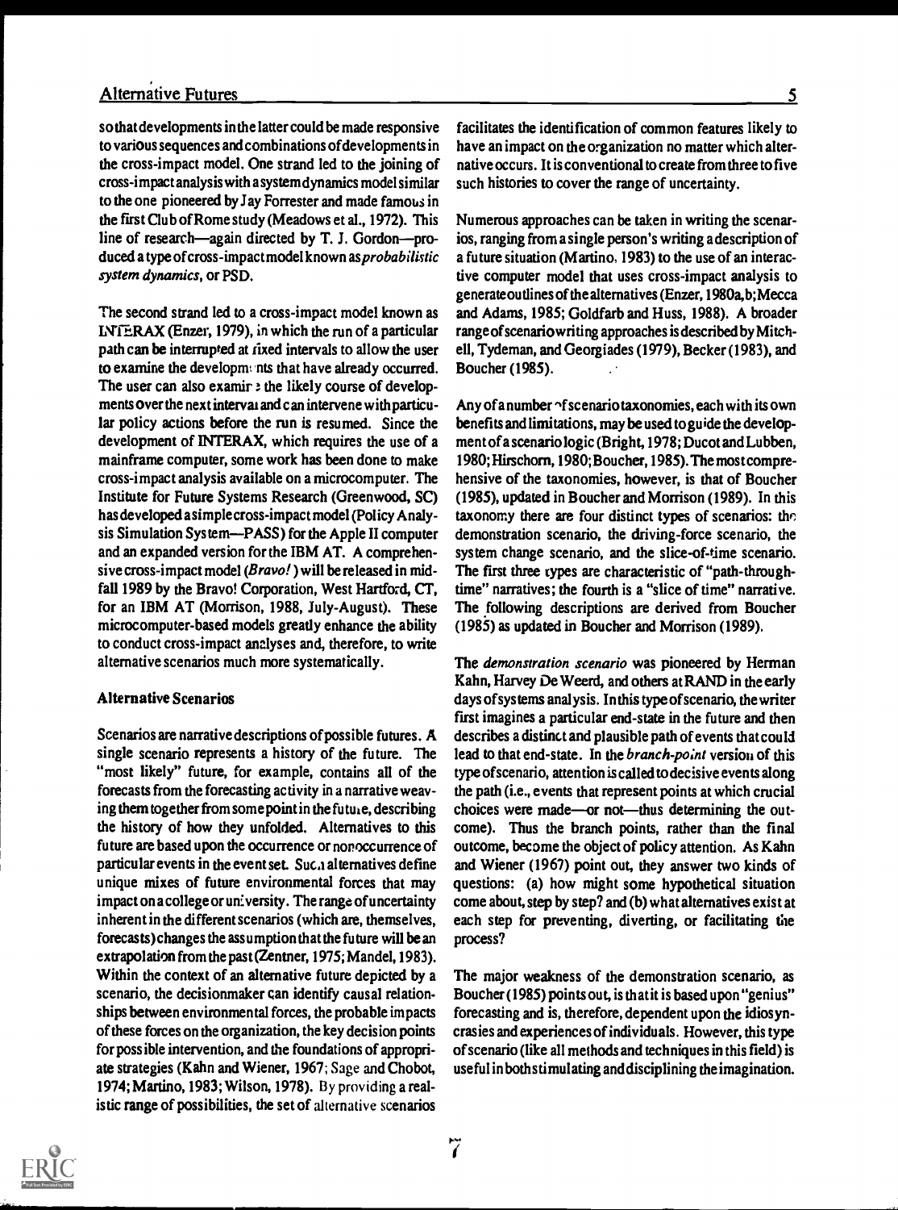so that developments in the latter could be made responsive to various sequences and combinations of developments in the cross-impact model. One strand led to the joining of cross-impact analysis with a system dynamics model similar to the one pioneered by Jay Forrester and made famous in the first Club of Rome study (Meadows et al., 1972). This line of research—again directed by T. J. Gordon—produced a type of cross-impact model known as *probabilistic system dynamics*, or PSD.

The second strand led to a cross-impact model known as INTERAX (Enzer, 1979), in which the run of a particular path can be interrupted at fixed intervals to allow the user to examine the developments that have already occurred. The user can also examine the likely course of developments over the next interval and can intervene with particular policy actions before the run is resumed. Since the development of INTERAX, which requires the use of a mainframe computer, some work has been done to make cross-impact analysis available on a microcomputer. The Institute for Future Systems Research (Greenwood, SC) has developed a simple cross-impact model (Policy Analysis Simulation System—PASS) for the Apple II computer and an expanded version for the IBM AT. A comprehensive cross-impact model (*Bravo!*) will be released in mid-fall 1989 by the Bravo! Corporation, West Hartford, CT, for an IBM AT (Morrison, 1988, July-August). These microcomputer-based models greatly enhance the ability to conduct cross-impact analyses and, therefore, to write alternative scenarios much more systematically.

### Alternative Scenarios

Scenarios are narrative descriptions of possible futures. A single scenario represents a history of the future. The "most likely" future, for example, contains all of the forecasts from the forecasting activity in a narrative weaving them together from some point in the future, describing the history of how they unfolded. Alternatives to this future are based upon the occurrence or nonoccurrence of particular events in the event set. Such alternatives define unique mixes of future environmental forces that may impact on a college or university. The range of uncertainty inherent in the different scenarios (which are, themselves, forecasts) changes the assumption that the future will be an extrapolation from the past (Zentner, 1975; Mandel, 1983). Within the context of an alternative future depicted by a scenario, the decisionmaker can identify causal relationships between environmental forces, the probable impacts of these forces on the organization, the key decision points for possible intervention, and the foundations of appropriate strategies (Kahn and Wiener, 1967; Sage and Chobot, 1974; Martino, 1983; Wilson, 1978). By providing a realistic range of possibilities, the set of alternative scenarios facilitates the identification of common features likely to have an impact on the organization no matter which alternative occurs. It is conventional to create from three to five such histories to cover the range of uncertainty.

Numerous approaches can be taken in writing the scenarios, ranging from a single person's writing a description of a future situation (Martino, 1983) to the use of an interactive computer model that uses cross-impact analysis to generate outlines of the alternatives (Enzer, 1980a,b; Mecca and Adams, 1985; Goldfarb and Huss, 1988). A broader range of scenario writing approaches is described by Mitchell, Tydeman, and Georgiades (1979), Becker (1983), and Boucher (1985).

Any of a number of scenario taxonomies, each with its own benefits and limitations, may be used to guide the development of a scenario logic (Bright, 1978; Ducot and Lubben, 1980; Hirschorn, 1980; Boucher, 1985). The most comprehensive of the taxonomies, however, is that of Boucher (1985), updated in Boucher and Morrison (1989). In this taxonomy there are four distinct types of scenarios: the demonstration scenario, the driving-force scenario, the system change scenario, and the slice-of-time scenario. The first three types are characteristic of "path-through-time" narratives; the fourth is a "slice of time" narrative. The following descriptions are derived from Boucher (1985) as updated in Boucher and Morrison (1989).

The *demonstration scenario* was pioneered by Herman Kahn, Harvey De Weerd, and others at RAND in the early days of systems analysis. In this type of scenario, the writer first imagines a particular end-state in the future and then describes a distinct and plausible path of events that could lead to that end-state. In the *branch-point* version of this type of scenario, attention is called to decisive events along the path (i.e., events that represent points at which crucial choices were made—or not—thus determining the outcome). Thus the branch points, rather than the final outcome, become the object of policy attention. As Kahn and Wiener (1967) point out, they answer two kinds of questions: (a) how might some hypothetical situation come about, step by step? and (b) what alternatives exist at each step for preventing, diverting, or facilitating the process?

The major weakness of the demonstration scenario, as Boucher (1985) points out, is that it is based upon "genius" forecasting and is, therefore, dependent upon the idiosyncrasies and experiences of individuals. However, this type of scenario (like all methods and techniques in this field) is useful in both stimulating and disciplining the imagination.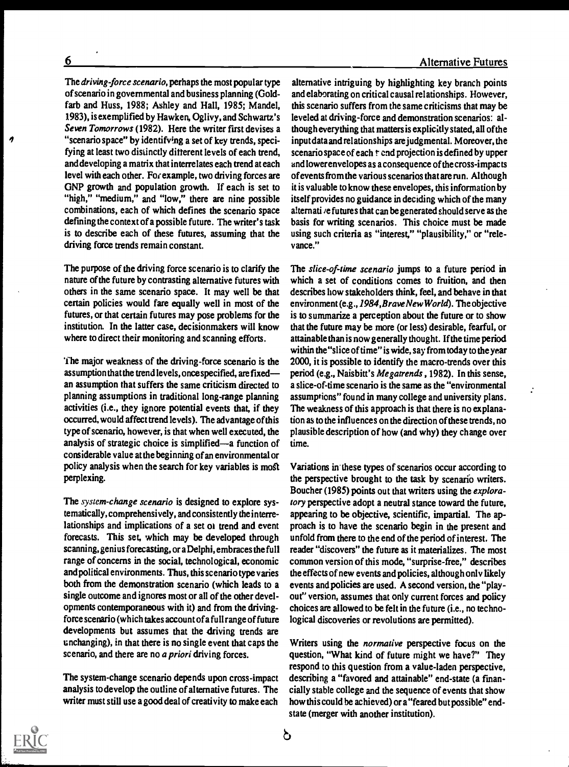The *driving-force scenario*, perhaps the most popular type of scenario in governmental and business planning (Goldfarb and Huss, 1988; Ashley and Hall, 1985; Mandel, 1983), is exemplified by Hawken, Oglivy, and Schwartz's *Seven Tomorrows* (1982). Here the writer first devises a "scenario space" by identifying a set of key trends, specifying at least two distinctly different levels of each trend, and developing a matrix that interrelates each trend at each level with each other. For example, two driving forces are GNP growth and population growth. If each is set to "high," "medium," and "low," there are nine possible combinations, each of which defines the scenario space defining the context of a possible future. The writer's task is to describe each of these futures, assuming that the driving force trends remain constant.

The purpose of the driving force scenario is to clarify the nature of the future by contrasting alternative futures with others in the same scenario space. It may well be that certain policies would fare equally well in most of the futures, or that certain futures may pose problems for the institution. In the latter case, decisionmakers will know where to direct their monitoring and scanning efforts.

The major weakness of the driving-force scenario is the assumption that the trend levels, once specified, are fixed—an assumption that suffers the same criticism directed to planning assumptions in traditional long-range planning activities (i.e., they ignore potential events that, if they occurred, would affect trend levels). The advantage of this type of scenario, however, is that when well executed, the analysis of strategic choice is simplified—a function of considerable value at the beginning of an environmental or policy analysis when the search for key variables is most perplexing.

The *system-change scenario* is designed to explore systematically, comprehensively, and consistently the interrelationships and implications of a set of trend and event forecasts. This set, which may be developed through scanning, genius forecasting, or a Delphi, embraces the full range of concerns in the social, technological, economic and political environments. Thus, this scenario type varies both from the demonstration scenario (which leads to a single outcome and ignores most or all of the other developments contemporaneous with it) and from the driving-force scenario (which takes account of a full range of future developments but assumes that the driving trends are unchanging), in that there is no single event that caps the scenario, and there are no *a priori* driving forces.

The system-change scenario depends upon cross-impact analysis to develop the outline of alternative futures. The writer must still use a good deal of creativity to make each alternative intriguing by highlighting key branch points and elaborating on critical causal relationships. However, this scenario suffers from the same criticisms that may be leveled at driving-force and demonstration scenarios: although everything that matters is explicitly stated, all of the input data and relationships are judgmental. Moreover, the scenario space of each trend projection is defined by upper and lower envelopes as a consequence of the cross-impacts of events from the various scenarios that are run. Although it is valuable to know these envelopes, this information by itself provides no guidance in deciding which of the many alternative futures that can be generated should serve as the basis for writing scenarios. This choice must be made using such criteria as "interest," "plausibility," or "relevance."

The *slice-of-time scenario* jumps to a future period in which a set of conditions comes to fruition, and then describes how stakeholders think, feel, and behave in that environment (e.g., *1984*, *Brave New World*). The objective is to summarize a perception about the future or to show that the future may be more (or less) desirable, fearful, or attainable than is now generally thought. If the time period within the "slice of time" is wide, say from today to the year 2000, it is possible to identify the macro-trends over this period (e.g., Naisbitt's *Megatrends*, 1982). In this sense, a slice-of-time scenario is the same as the "environmental assumptions" found in many college and university plans. The weakness of this approach is that there is no explanation as to the influences on the direction of these trends, no plausible description of how (and why) they change over time.

Variations in these types of scenarios occur according to the perspective brought to the task by scenario writers. Boucher (1985) points out that writers using the *exploratory* perspective adopt a neutral stance toward the future, appearing to be objective, scientific, impartial. The approach is to have the scenario begin in the present and unfold from there to the end of the period of interest. The reader "discovers" the future as it materializes. The most common version of this mode, "surprise-free," describes the effects of new events and policies, although only likely events and policies are used. A second version, the "play-out" version, assumes that only current forces and policy choices are allowed to be felt in the future (i.e., no technological discoveries or revolutions are permitted).

Writers using the *normative* perspective focus on the question, "What kind of future might we have?" They respond to this question from a value-laden perspective, describing a "favored and attainable" end-state (a financially stable college and the sequence of events that show how this could be achieved) or a "feared but possible" end-state (merger with another institution).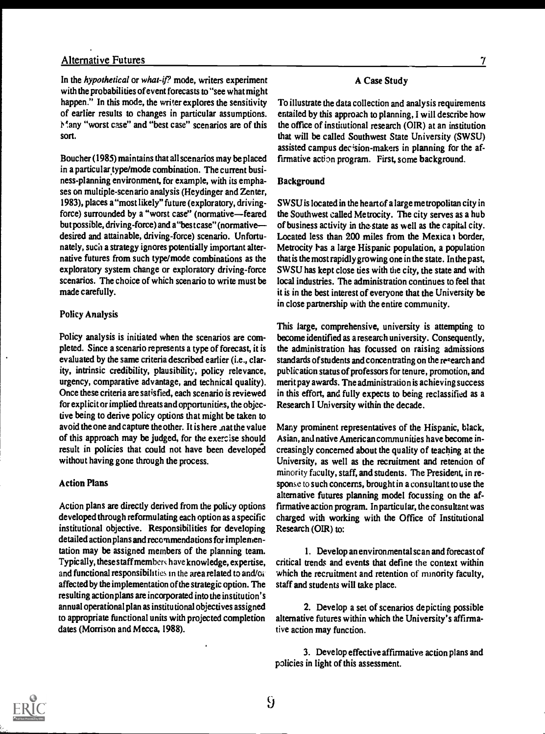In the *hypothetical* or *what-if?* mode, writers experiment with the probabilities of event forecasts to "see what might happen." In this mode, the writer explores the sensitivity of earlier results to changes in particular assumptions. Many "worst case" and "best case" scenarios are of this sort.

Boucher (1985) maintains that all scenarios may be placed in a particular type/mode combination. The current business-planning environment, for example, with its emphases on multiple-scenario analysis (Heydinger and Zenter, 1983), places a "most likely" future (exploratory, driving-force) surrounded by a "worst case" (normative—feared but possible, driving-force) and a "best case" (normative—desired and attainable, driving-force) scenario. Unfortunately, such a strategy ignores potentially important alternative futures from such type/mode combinations as the exploratory system change or exploratory driving-force scenarios. The choice of which scenario to write must be made carefully.

### Policy Analysis

Policy analysis is initiated when the scenarios are completed. Since a scenario represents a type of forecast, it is evaluated by the same criteria described earlier (i.e., clarity, intrinsic credibility, plausibility, policy relevance, urgency, comparative advantage, and technical quality). Once these criteria are satisfied, each scenario is reviewed for explicit or implied threats and opportunities, the objective being to derive policy options that might be taken to avoid the one and capture the other. It is here that the value of this approach may be judged, for the exercise should result in policies that could not have been developed without having gone through the process.

### Action Plans

Action plans are directly derived from the policy options developed through reformulating each option as a specific institutional objective. Responsibilities for developing detailed action plans and recommendations for implementation may be assigned members of the planning team. Typically, these staff members have knowledge, expertise, and functional responsibilities in the area related to and/or affected by the implementation of the strategic option. The resulting action plans are incorporated into the institution's annual operational plan as institutional objectives assigned to appropriate functional units with projected completion dates (Morrison and Mecca, 1988).

## A Case Study

To illustrate the data collection and analysis requirements entailed by this approach to planning, I will describe how the office of institutional research (OIR) at an institution that will be called Southwest State University (SWSU) assisted campus decision-makers in planning for the affirmative action program. First, some background.

### Background

SWSU is located in the heart of a large metropolitan city in the Southwest called Metrocity. The city serves as a hub of business activity in the state as well as the capital city. Located less than 200 miles from the Mexican border, Metrocity has a large Hispanic population, a population that is the most rapidly growing one in the state. In the past, SWSU has kept close ties with the city, the state and with local industries. The administration continues to feel that it is in the best interest of everyone that the University be in close partnership with the entire community.

This large, comprehensive, university is attempting to become identified as a research university. Consequently, the administration has focussed on raising admissions standards of students and concentrating on the research and publication status of professors for tenure, promotion, and merit pay awards. The administration is achieving success in this effort, and fully expects to being reclassified as a Research I University within the decade.

Many prominent representatives of the Hispanic, black, Asian, and native American communities have become increasingly concerned about the quality of teaching at the University, as well as the recruitment and retention of minority faculty, staff, and students. The President, in response to such concerns, brought in a consultant to use the alternative futures planning model focussing on the affirmative action program. In particular, the consultant was charged with working with the Office of Institutional Research (OIR) to:

1. Develop an environmental scan and forecast of critical trends and events that define the context within which the recruitment and retention of minority faculty, staff and students will take place.

2. Develop a set of scenarios depicting possible alternative futures within which the University's affirmative action may function.

3. Develop effective affirmative action plans and policies in light of this assessment.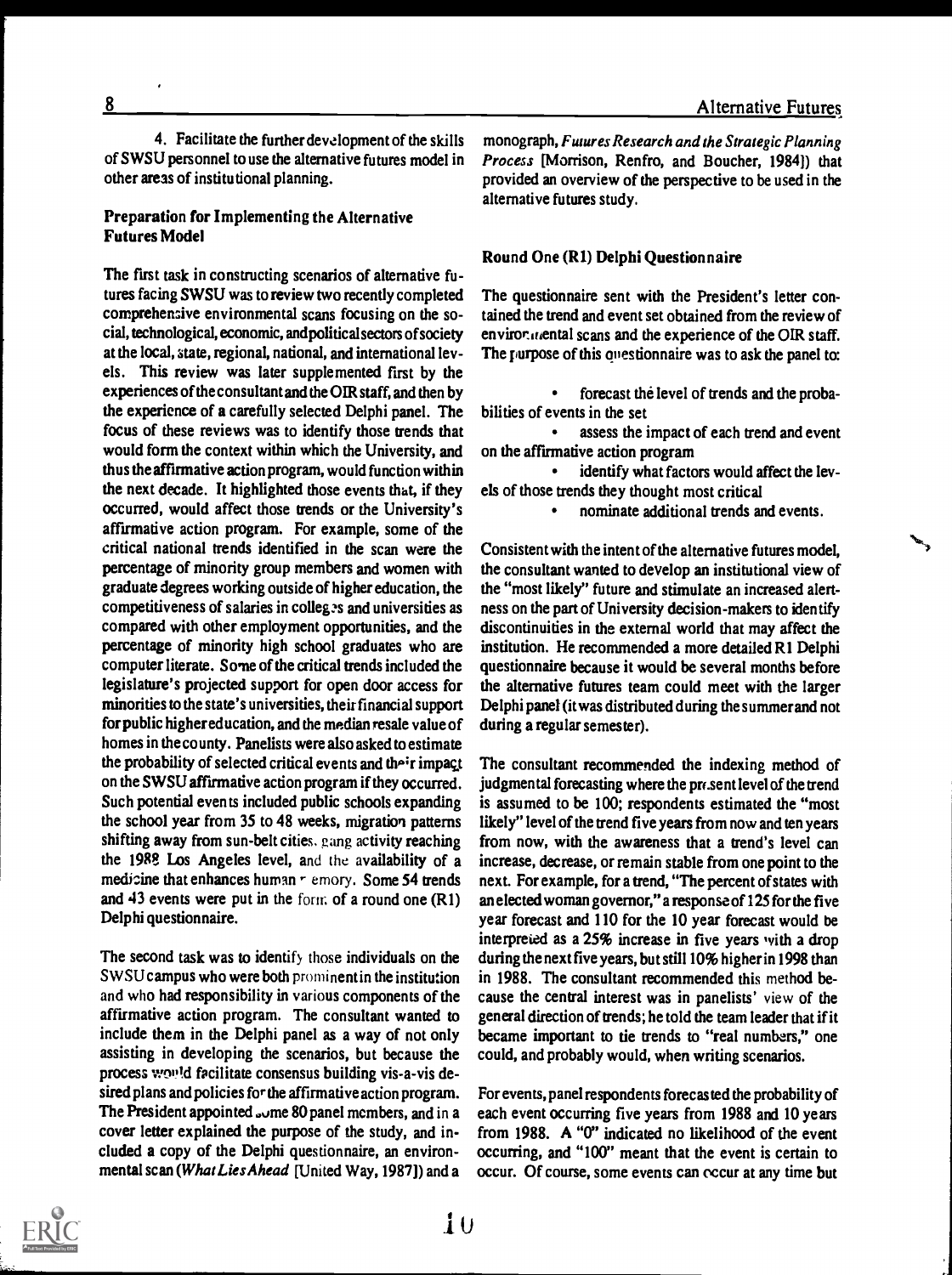4. Facilitate the further development of the skills of SWSU personnel to use the alternative futures model in other areas of institutional planning.

### Preparation for Implementing the Alternative Futures Model

The first task in constructing scenarios of alternative futures facing SWSU was to review two recently completed comprehensive environmental scans focusing on the social, technological, economic, and political sectors of society at the local, state, regional, national, and international levels. This review was later supplemented first by the experiences of the consultant and the OIR staff, and then by the experience of a carefully selected Delphi panel. The focus of these reviews was to identify those trends that would form the context within which the University, and thus the affirmative action program, would function within the next decade. It highlighted those events that, if they occurred, would affect those trends or the University's affirmative action program. For example, some of the critical national trends identified in the scan were the percentage of minority group members and women with graduate degrees working outside of higher education, the competitiveness of salaries in colleges and universities as compared with other employment opportunities, and the percentage of minority high school graduates who are computer literate. Some of the critical trends included the legislature's projected support for open door access for minorities to the state's universities, their financial support for public higher education, and the median resale value of homes in the county. Panelists were also asked to estimate the probability of selected critical events and their impact on the SWSU affirmative action program if they occurred. Such potential events included public schools expanding the school year from 35 to 48 weeks, migration patterns shifting away from sun-belt cities, gang activity reaching the 1988 Los Angeles level, and the availability of a medicine that enhances human memory. Some 54 trends and 43 events were put in the form of a round one (R1) Delphi questionnaire.

The second task was to identify those individuals on the SWSU campus who were both prominent in the institution and who had responsibility in various components of the affirmative action program. The consultant wanted to include them in the Delphi panel as a way of not only assisting in developing the scenarios, but because the process would facilitate consensus building vis-a-vis desired plans and policies for the affirmative action program. The President appointed some 80 panel members, and in a cover letter explained the purpose of the study, and included a copy of the Delphi questionnaire, an environmental scan (*What Lies Ahead* [United Way, 1987]) and a monograph, *Futures Research and the Strategic Planning Process* [Morrison, Renfro, and Boucher, 1984]) that provided an overview of the perspective to be used in the alternative futures study.

### Round One (R1) Delphi Questionnaire

The questionnaire sent with the President's letter contained the trend and event set obtained from the review of environmental scans and the experience of the OIR staff. The purpose of this questionnaire was to ask the panel to:

- forecast the level of trends and the probabilities of events in the set
- assess the impact of each trend and event on the affirmative action program
- identify what factors would affect the levels of those trends they thought most critical
- nominate additional trends and events.

Consistent with the intent of the alternative futures model, the consultant wanted to develop an institutional view of the "most likely" future and stimulate an increased alertness on the part of University decision-makers to identify discontinuities in the external world that may affect the institution. He recommended a more detailed R1 Delphi questionnaire because it would be several months before the alternative futures team could meet with the larger Delphi panel (it was distributed during the summer and not during a regular semester).

The consultant recommended the indexing method of judgmental forecasting where the present level of the trend is assumed to be 100; respondents estimated the "most likely" level of the trend five years from now and ten years from now, with the awareness that a trend's level can increase, decrease, or remain stable from one point to the next. For example, for a trend, "The percent of states with an elected woman governor," a response of 125 for the five year forecast and 110 for the 10 year forecast would be interpreted as a 25% increase in five years with a drop during the next five years, but still 10% higher in 1998 than in 1988. The consultant recommended this method because the central interest was in panelists' view of the general direction of trends; he told the team leader that if it became important to tie trends to "real numbers," one could, and probably would, when writing scenarios.

For events, panel respondents forecasted the probability of each event occurring five years from 1988 and 10 years from 1988. A "0" indicated no likelihood of the event occurring, and "100" meant that the event is certain to occur. Of course, some events can occur at any time but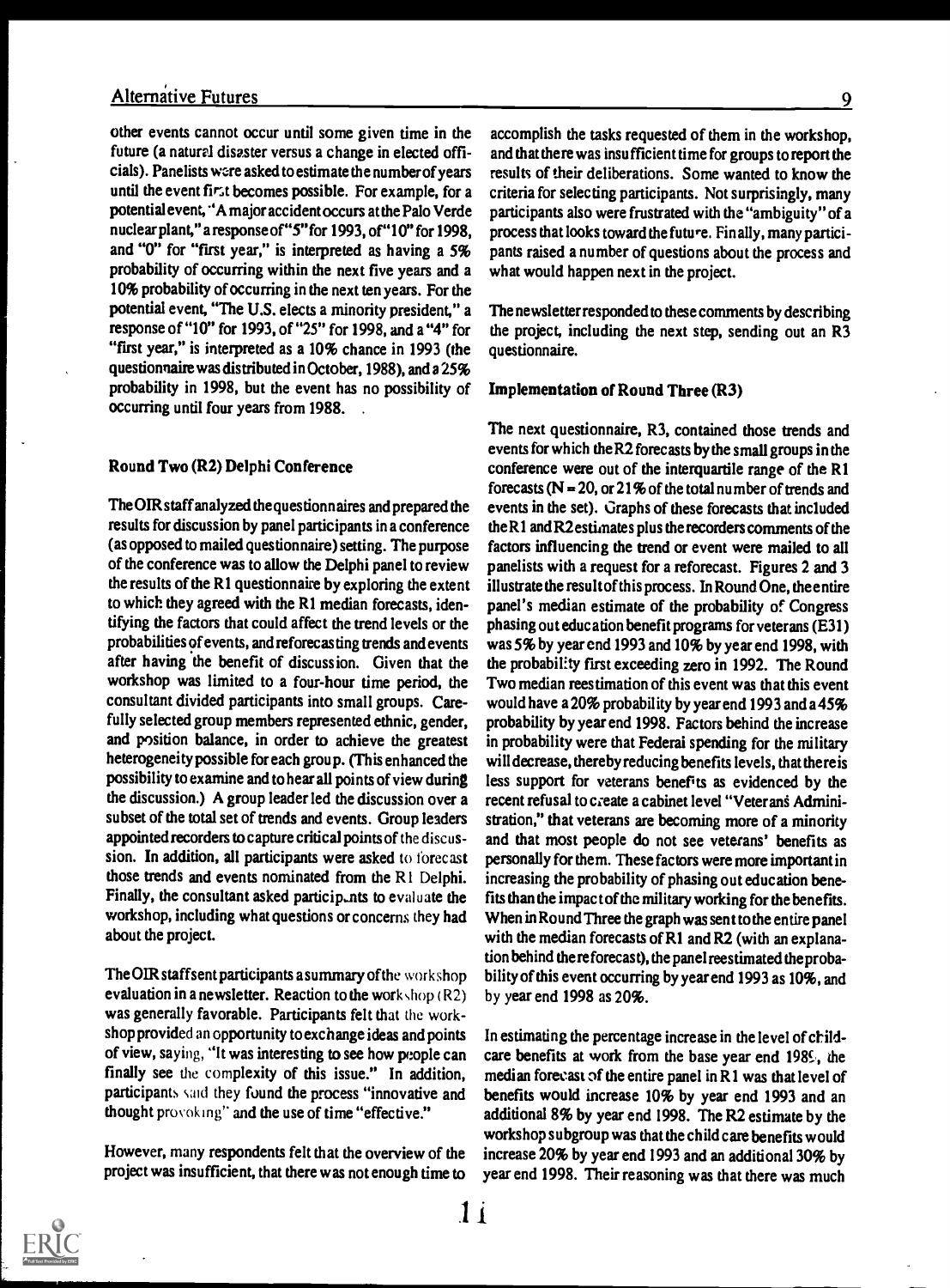other events cannot occur until some given time in the future (a natural disaster versus a change in elected officials). Panelists were asked to estimate the number of years until the event first becomes possible. For example, for a potential event, "A major accident occurs at the Palo Verde nuclear plant," a response of "5" for 1993, of "10" for 1998, and "0" for "first year," is interpreted as having a 5% probability of occurring within the next five years and a 10% probability of occurring in the next ten years. For the potential event, "The U.S. elects a minority president," a response of "10" for 1993, of "25" for 1998, and a "4" for "first year," is interpreted as a 10% chance in 1993 (the questionnaire was distributed in October, 1988), and a 25% probability in 1998, but the event has no possibility of occurring until four years from 1988.

### Round Two (R2) Delphi Conference

The OIR staff analyzed the questionnaires and prepared the results for discussion by panel participants in a conference (as opposed to mailed questionnaire) setting. The purpose of the conference was to allow the Delphi panel to review the results of the R1 questionnaire by exploring the extent to which they agreed with the R1 median forecasts, identifying the factors that could affect the trend levels or the probabilities of events, and reforecasting trends and events after having the benefit of discussion. Given that the workshop was limited to a four-hour time period, the consultant divided participants into small groups. Carefully selected group members represented ethnic, gender, and position balance, in order to achieve the greatest heterogeneity possible for each group. (This enhanced the possibility to examine and to hear all points of view during the discussion.) A group leader led the discussion over a subset of the total set of trends and events. Group leaders appointed recorders to capture critical points of the discussion. In addition, all participants were asked to forecast those trends and events nominated from the R1 Delphi. Finally, the consultant asked participants to evaluate the workshop, including what questions or concerns they had about the project.

The OIR staff sent participants a summary of the workshop evaluation in a newsletter. Reaction to the workshop (R2) was generally favorable. Participants felt that the workshop provided an opportunity to exchange ideas and points of view, saying, "It was interesting to see how people can finally see the complexity of this issue." In addition, participants said they found the process "innovative and thought provoking" and the use of time "effective."

However, many respondents felt that the overview of the project was insufficient, that there was not enough time to accomplish the tasks requested of them in the workshop, and that there was insufficient time for groups to report the results of their deliberations. Some wanted to know the criteria for selecting participants. Not surprisingly, many participants also were frustrated with the "ambiguity" of a process that looks toward the future. Finally, many participants raised a number of questions about the process and what would happen next in the project.

The newsletter responded to these comments by describing the project, including the next step, sending out an R3 questionnaire.

### Implementation of Round Three (R3)

The next questionnaire, R3, contained those trends and events for which the R2 forecasts by the small groups in the conference were out of the interquartile range of the R1 forecasts (N = 20, or 21% of the total number of trends and events in the set). Graphs of these forecasts that included the R1 and R2 estimates plus the recorders comments of the factors influencing the trend or event were mailed to all panelists with a request for a reforecast. Figures 2 and 3 illustrate the result of this process. In Round One, the entire panel's median estimate of the probability of Congress phasing out education benefit programs for veterans (E31) was 5% by year end 1993 and 10% by year end 1998, with the probability first exceeding zero in 1992. The Round Two median reestimation of this event was that this event would have a 20% probability by year end 1993 and a 45% probability by year end 1998. Factors behind the increase in probability were that Federal spending for the military will decrease, thereby reducing benefits levels, that there is less support for veterans benefits as evidenced by the recent refusal to create a cabinet level "Veterans Administration," that veterans are becoming more of a minority and that most people do not see veterans' benefits as personally for them. These factors were more important in increasing the probability of phasing out education benefits than the impact of the military working for the benefits. When in Round Three the graph was sent to the entire panel with the median forecasts of R1 and R2 (with an explanation behind the reforecast), the panel reestimated the probability of this event occurring by year end 1993 as 10%, and by year end 1998 as 20%.

In estimating the percentage increase in the level of child-care benefits at work from the base year end 1988, the median forecast of the entire panel in R1 was that level of benefits would increase 10% by year end 1993 and an additional 8% by year end 1998. The R2 estimate by the workshop subgroup was that the child care benefits would increase 20% by year end 1993 and an additional 30% by year end 1998. Their reasoning was that there was much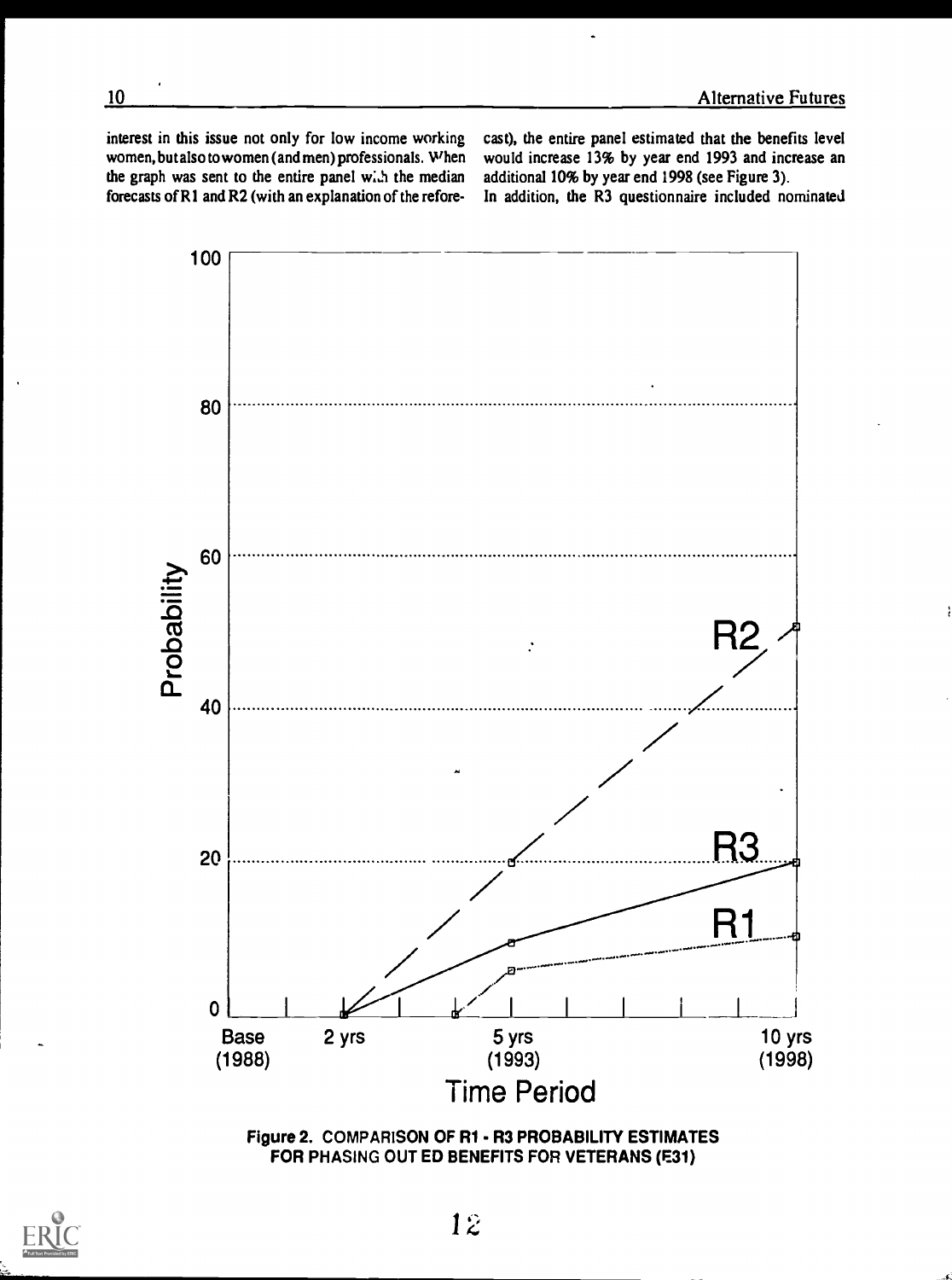interest in this issue not only for low income working women, but also to women (and men) professionals. When the graph was sent to the entire panel with the median forecasts of R1 and R2 (with an explanation of the reforecast), the entire panel estimated that the benefits level would increase 13% by year end 1993 and increase an additional 10% by year end 1998 (see Figure 3).

In addition, the R3 questionnaire included nominated

Figure 2. COMPARISON OF R1 - R3 PROBABILITY ESTIMATES FOR PHASING OUT ED BENEFITS FOR VETERANS (E31)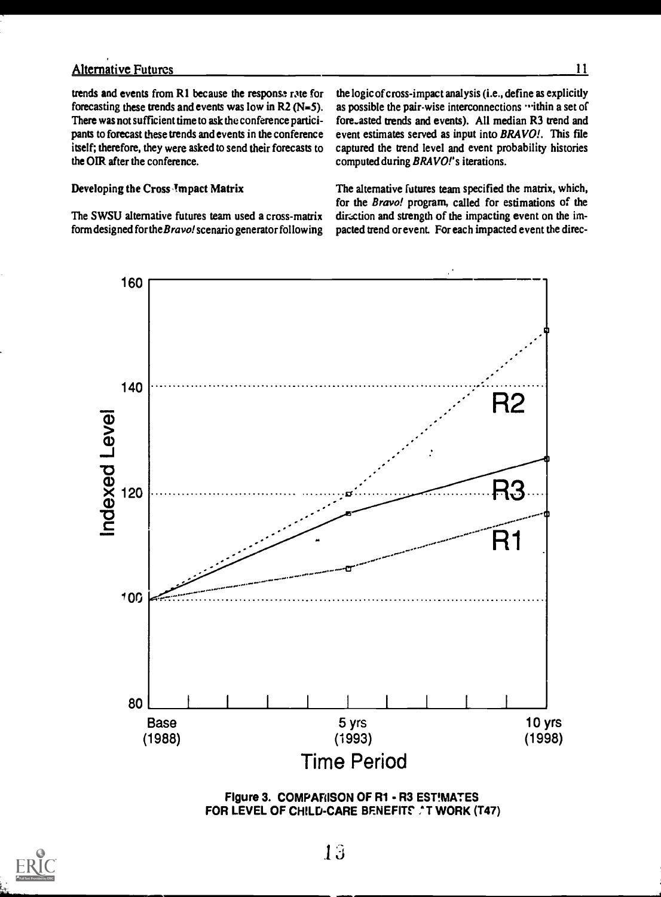trends and events from R1 because the response rate for forecasting these trends and events was low in R2 (N=5). There was not sufficient time to ask the conference participants to forecast these trends and events in the conference itself; therefore, they were asked to send their forecasts to the OIR after the conference.

### Developing the Cross-Impact Matrix

The SWSU alternative futures team used a cross-matrix form designed for the *Bravo!* scenario generator following the logic of cross-impact analysis (i.e., define as explicitly as possible the pair-wise interconnections within a set of forecasted trends and events). All median R3 trend and event estimates served as input into *BRAVO!*. This file captured the trend level and event probability histories computed during *BRAVO!*'s iterations.

The alternative futures team specified the matrix, which, for the *Bravo!* program, called for estimations of the direction and strength of the impacting event on the impacted trend or event. For each impacted event the direc-

Figure 3. COMPARISON OF R1 - R3 ESTIMATES FOR LEVEL OF CHILD-CARE BENEFITS AT WORK (T47)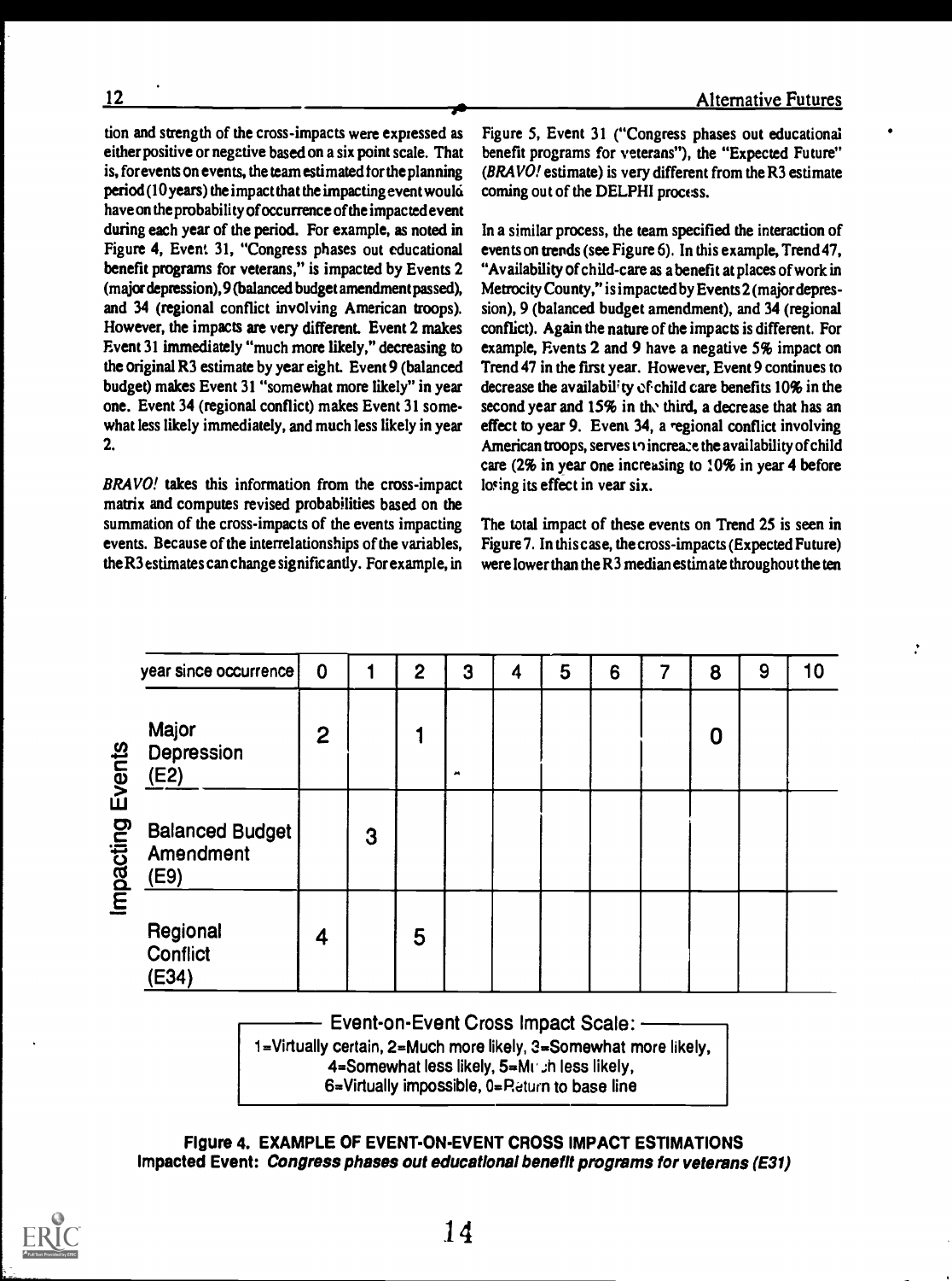tion and strength of the cross-impacts were expressed as either positive or negative based on a six point scale. That is, for events on events, the team estimated for the planning period (10 years) the impact that the impacting event would have on the probability of occurrence of the impacted event during each year of the period. For example, as noted in Figure 4, Event 31, "Congress phases out educational benefit programs for veterans," is impacted by Events 2 (major depression), 9 (balanced budget amendment passed), and 34 (regional conflict involving American troops). However, the impacts are very different. Event 2 makes Event 31 immediately "much more likely," decreasing to the original R3 estimate by year eight. Event 9 (balanced budget) makes Event 31 "somewhat more likely" in year one. Event 34 (regional conflict) makes Event 31 somewhat less likely immediately, and much less likely in year 2.

*BRAVO!* takes this information from the cross-impact matrix and computes revised probabilities based on the summation of the cross-impacts of the events impacting events. Because of the interrelationships of the variables, the R3 estimates can change significantly. For example, in Figure 5, Event 31 ("Congress phases out educational benefit programs for veterans"), the "Expected Future" (*BRAVO!* estimate) is very different from the R3 estimate coming out of the DELPHI process.

In a similar process, the team specified the interaction of events on trends (see Figure 6). In this example, Trend 47, "Availability of child-care as a benefit at places of work in Metrocity County," is impacted by Events 2 (major depression), 9 (balanced budget amendment), and 34 (regional conflict). Again the nature of the impacts is different. For example, Events 2 and 9 have a negative 5% impact on Trend 47 in the first year. However, Event 9 continues to decrease the availability of child care benefits 10% in the second year and 15% in the third, a decrease that has an effect to year 9. Event 34, a regional conflict involving American troops, serves to increase the availability of child care (2% in year one increasing to 10% in year 4 before losing its effect in year six.

The total impact of these events on Trend 25 is seen in Figure 7. In this case, the cross-impacts (Expected Future) were lower than the R3 median estimate throughout the ten

| Impacting Events / year since occurrence | 0 | 1 | 2 | 3 | 4 | 5 | 6 | 7 | 8 | 9 | 10 |
|---|---|---|---|---|---|---|---|---|---|---|---|
| Major Depression (E2) | 2 | | 1 | | | | | | 0 | | |
| Balanced Budget Amendment (E9) | | 3 | | | | | | | | | |
| Regional Conflict (E34) | 4 | | 5 | | | | | | | | |

Event-on-Event Cross Impact Scale:
1=Virtually certain, 2=Much more likely, 3=Somewhat more likely, 4=Somewhat less likely, 5=Much less likely, 6=Virtually impossible, 0=Return to base line

**Figure 4. EXAMPLE OF EVENT-ON-EVENT CROSS IMPACT ESTIMATIONS**
**Impacted Event: *Congress phases out educational benefit programs for veterans (E31)***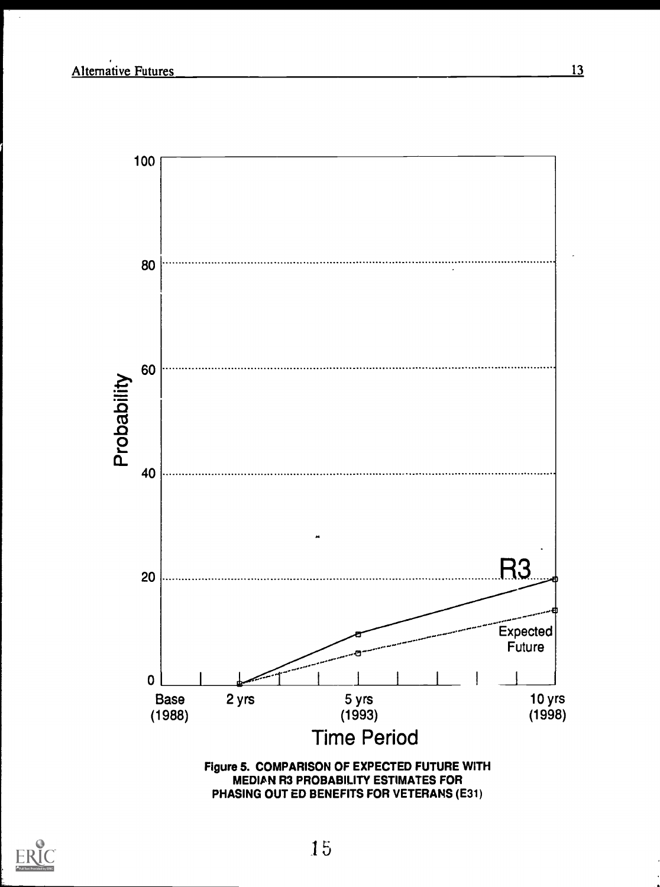Figure 5. COMPARISON OF EXPECTED FUTURE WITH MEDIAN R3 PROBABILITY ESTIMATES FOR PHASING OUT ED BENEFITS FOR VETERANS (E31)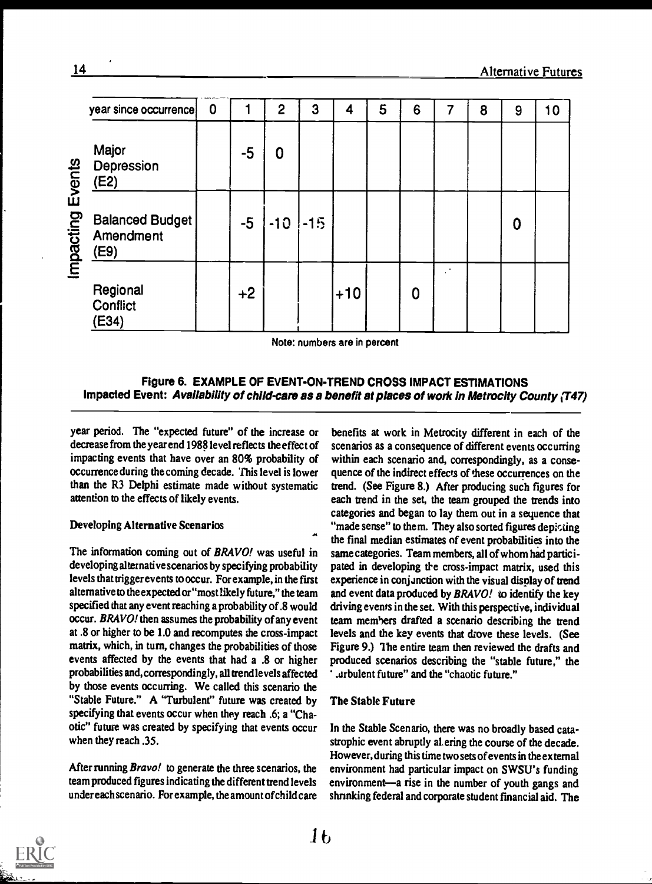| Impacting Events | year since occurrence | 0 | 1 | 2 | 3 | 4 | 5 | 6 | 7 | 8 | 9 | 10 |
|---|---|---|---|---|---|---|---|---|---|---|---|---|
| | Major Depression (E2) | | -5 | 0 | | | | | | | | |
| | Balanced Budget Amendment (E9) | | -5 | -10 | -15 | | | | | | 0 | |
| | Regional Conflict (E34) | | +2 | | | +10 | | 0 | | | | |

Note: numbers are in percent

**Figure 6. EXAMPLE OF EVENT-ON-TREND CROSS IMPACT ESTIMATIONS**
**Impacted Event: *Availability of child-care as a benefit at places of work in Metrocity County* (T47)**

year period. The "expected future" of the increase or decrease from the year end 1988 level reflects the effect of impacting events that have over an 80% probability of occurrence during the coming decade. This level is lower than the R3 Delphi estimate made without systematic attention to the effects of likely events.

### Developing Alternative Scenarios

The information coming out of *BRAVO!* was useful in developing alternative scenarios by specifying probability levels that trigger events to occur. For example, in the first alternative to the expected or "most likely future," the team specified that any event reaching a probability of .8 would occur. *BRAVO!* then assumes the probability of any event at .8 or higher to be 1.0 and recomputes the cross-impact matrix, which, in turn, changes the probabilities of those events affected by the events that had a .8 or higher probabilities and, correspondingly, all trend levels affected by those events occurring. We called this scenario the "Stable Future." A "Turbulent" future was created by specifying that events occur when they reach .6; a "Chaotic" future was created by specifying that events occur when they reach .35.

After running *Bravo!* to generate the three scenarios, the team produced figures indicating the different trend levels under each scenario. For example, the amount of child care benefits at work in Metrocity different in each of the scenarios as a consequence of different events occurring within each scenario and, correspondingly, as a consequence of the indirect effects of these occurrences on the trend. (See Figure 8.) After producing such figures for each trend in the set, the team grouped the trends into categories and began to lay them out in a sequence that "made sense" to them. They also sorted figures depicting the final median estimates of event probabilities into the same categories. Team members, all of whom had participated in developing the cross-impact matrix, used this experience in conjunction with the visual display of trend and event data produced by *BRAVO!* to identify the key driving events in the set. With this perspective, individual team members drafted a scenario describing the trend levels and the key events that drove these levels. (See Figure 9.) The entire team then reviewed the drafts and produced scenarios describing the "stable future," the "turbulent future" and the "chaotic future."

### The Stable Future

In the Stable Scenario, there was no broadly based catastrophic event abruptly altering the course of the decade. However, during this time two sets of events in the external environment had particular impact on SWSU's funding environment—a rise in the number of youth gangs and shrinking federal and corporate student financial aid. The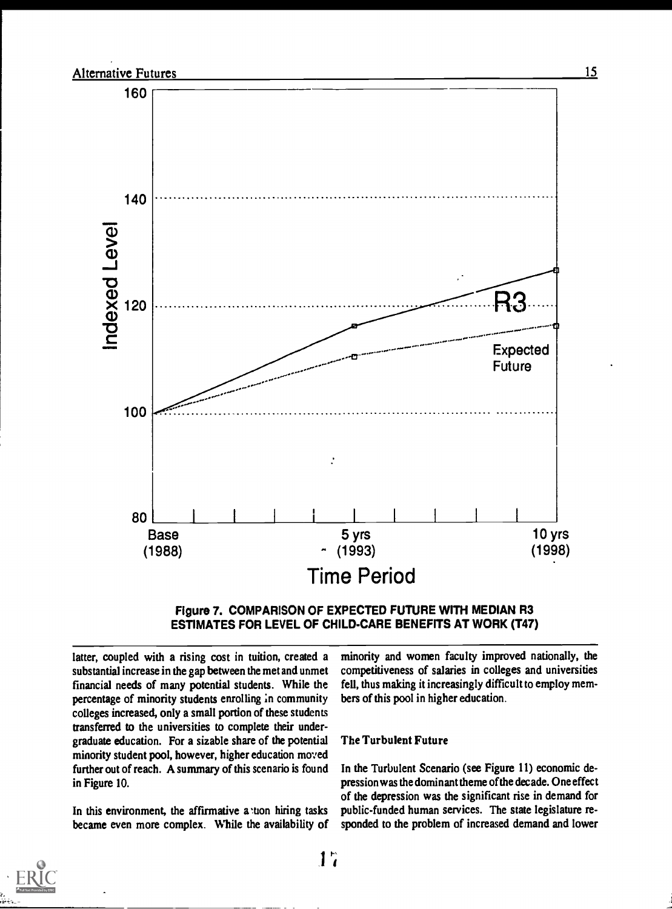Figure 7. COMPARISON OF EXPECTED FUTURE WITH MEDIAN R3 ESTIMATES FOR LEVEL OF CHILD-CARE BENEFITS AT WORK (T47)

latter, coupled with a rising cost in tuition, created a substantial increase in the gap between the met and unmet financial needs of many potential students. While the percentage of minority students enrolling in community colleges increased, only a small portion of these students transferred to the universities to complete their undergraduate education. For a sizable share of the potential minority student pool, however, higher education moved further out of reach. A summary of this scenario is found in Figure 10.

In this environment, the affirmative action hiring tasks became even more complex. While the availability of minority and women faculty improved nationally, the competitiveness of salaries in colleges and universities fell, thus making it increasingly difficult to employ members of this pool in higher education.

### The Turbulent Future

In the Turbulent Scenario (see Figure 11) economic depression was the dominant theme of the decade. One effect of the depression was the significant rise in demand for public-funded human services. The state legislature responded to the problem of increased demand and lower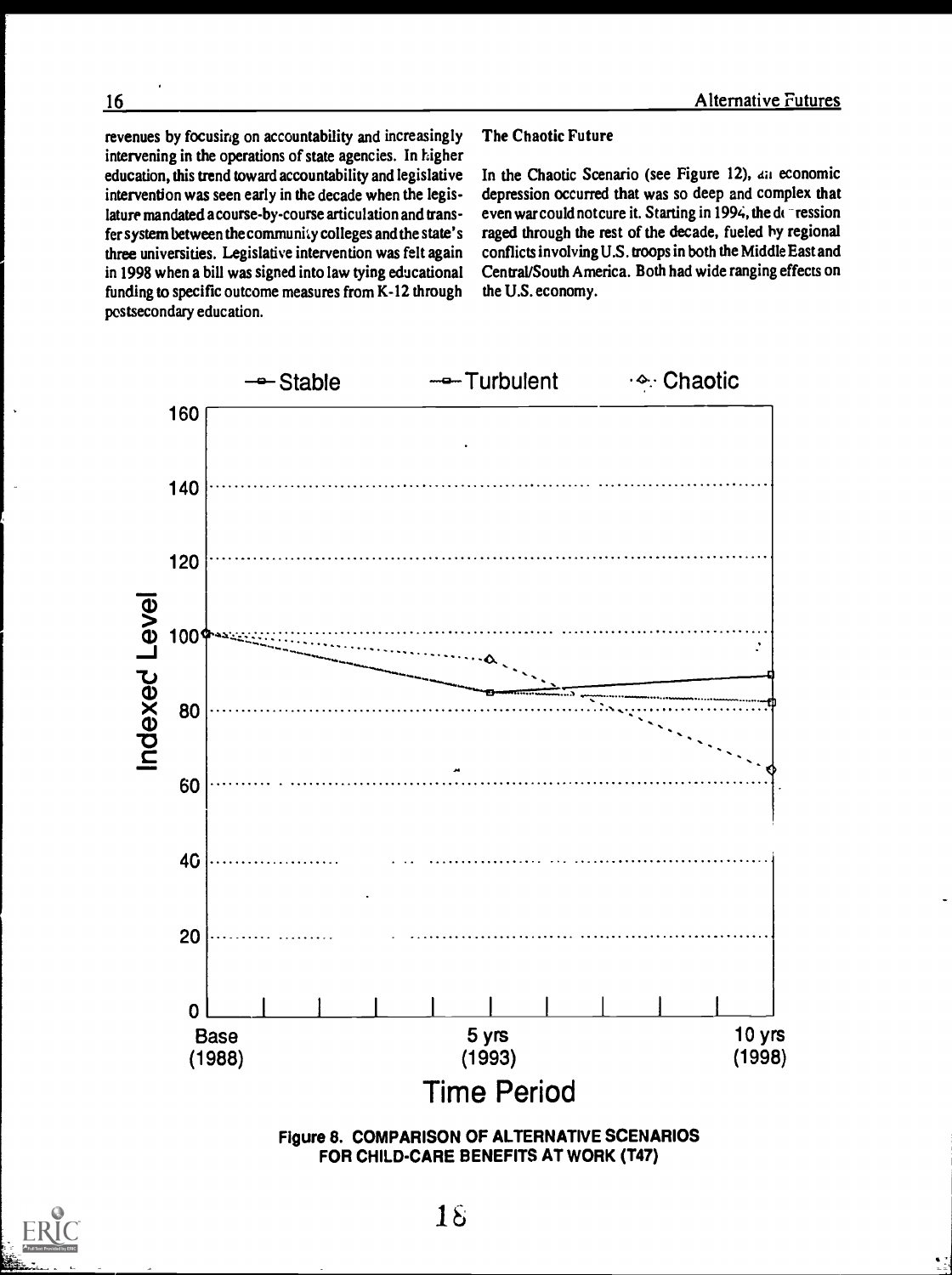revenues by focusing on accountability and increasingly intervening in the operations of state agencies. In higher education, this trend toward accountability and legislative intervention was seen early in the decade when the legislature mandated a course-by-course articulation and transfer system between the community colleges and the state's three universities. Legislative intervention was felt again in 1998 when a bill was signed into law tying educational funding to specific outcome measures from K-12 through postsecondary education.

**The Chaotic Future**

In the Chaotic Scenario (see Figure 12), an economic depression occurred that was so deep and complex that even war could not cure it. Starting in 1994, the depression raged through the rest of the decade, fueled by regional conflicts involving U.S. troops in both the Middle East and Central/South America. Both had wide ranging effects on the U.S. economy.

**Figure 8. COMPARISON OF ALTERNATIVE SCENARIOS FOR CHILD-CARE BENEFITS AT WORK (T47)**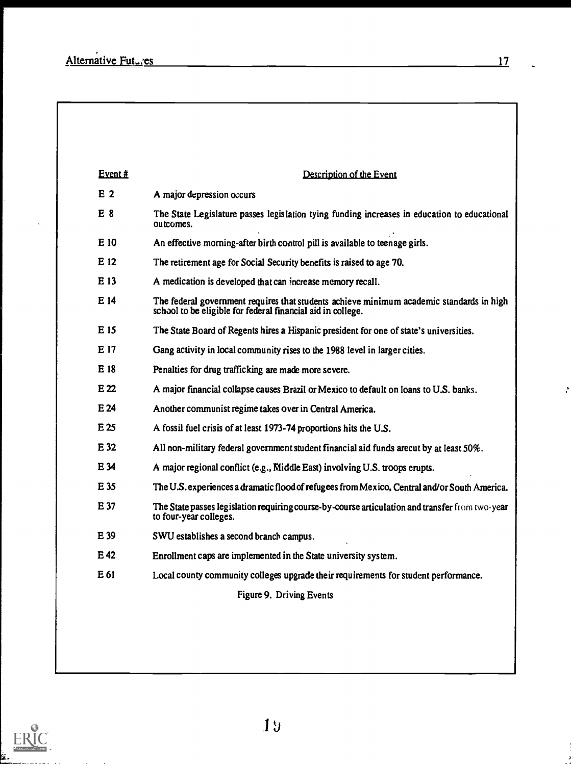| Event # | Description of the Event |
|---|---|
| E 2 | A major depression occurs |
| E 8 | The State Legislature passes legislation tying funding increases in education to educational outcomes. |
| E 10 | An effective morning-after birth control pill is available to teenage girls. |
| E 12 | The retirement age for Social Security benefits is raised to age 70. |
| E 13 | A medication is developed that can increase memory recall. |
| E 14 | The federal government requires that students achieve minimum academic standards in high school to be eligible for federal financial aid in college. |
| E 15 | The State Board of Regents hires a Hispanic president for one of state's universities. |
| E 17 | Gang activity in local community rises to the 1988 level in larger cities. |
| E 18 | Penalties for drug trafficking are made more severe. |
| E 22 | A major financial collapse causes Brazil or Mexico to default on loans to U.S. banks. |
| E 24 | Another communist regime takes over in Central America. |
| E 25 | A fossil fuel crisis of at least 1973-74 proportions hits the U.S. |
| E 32 | All non-military federal government student financial aid funds arecut by at least 50%. |
| E 34 | A major regional conflict (e.g., Middle East) involving U.S. troops erupts. |
| E 35 | The U.S. experiences a dramatic flood of refugees from Mexico, Central and/or South America. |
| E 37 | The State passes legislation requiring course-by-course articulation and transfer from two-year to four-year colleges. |
| E 39 | SWU establishes a second branch campus. |
| E 42 | Enrollment caps are implemented in the State university system. |
| E 61 | Local county community colleges upgrade their requirements for student performance. |

Figure 9. Driving Events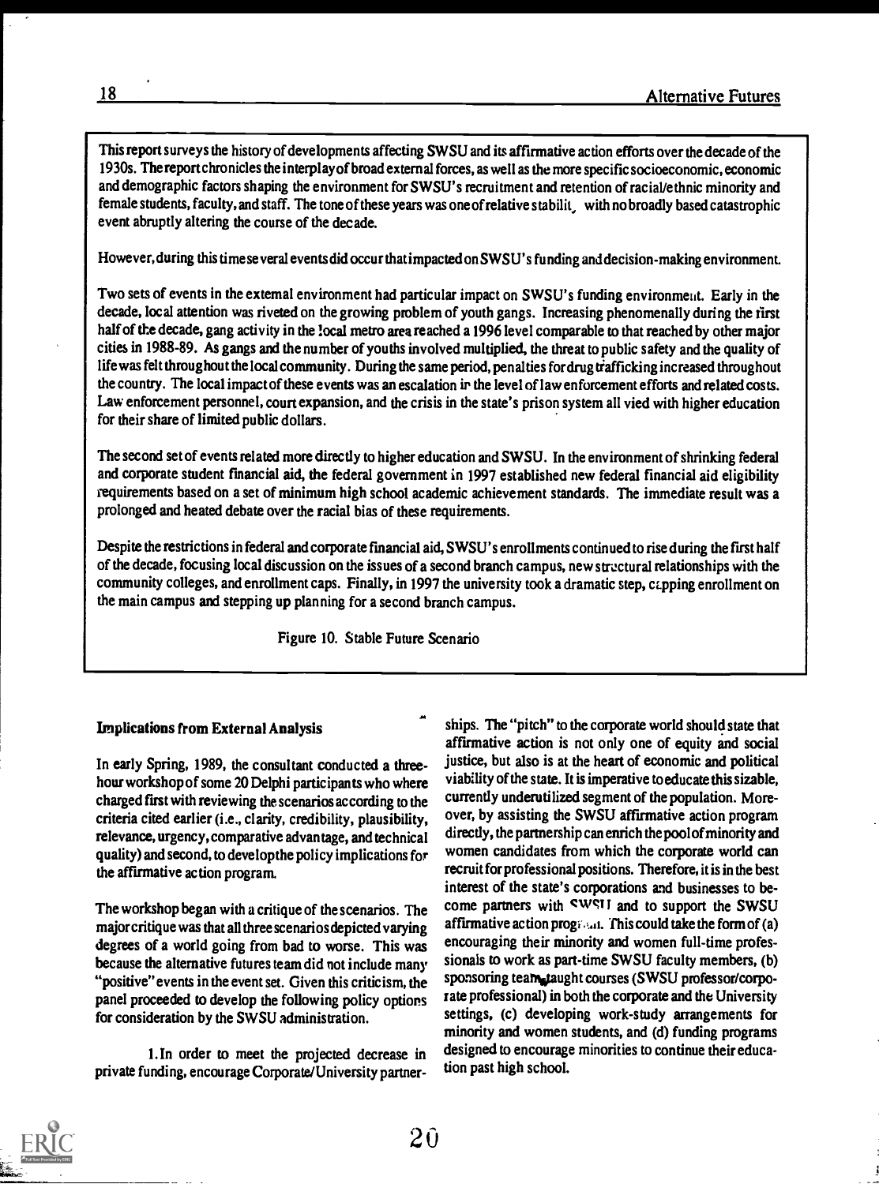This report surveys the history of developments affecting SWSU and its affirmative action efforts over the decade of the 1930s. The report chronicles the interplay of broad external forces, as well as the more specific socioeconomic, economic and demographic factors shaping the environment for SWSU's recruitment and retention of racial/ethnic minority and female students, faculty, and staff. The tone of these years was one of relative stabilit, with no broadly based catastrophic event abruptly altering the course of the decade.

However, during this time several events did occur that impacted on SWSU's funding and decision-making environment.

Two sets of events in the external environment had particular impact on SWSU's funding environment. Early in the decade, local attention was riveted on the growing problem of youth gangs. Increasing phenomenally during the first half of the decade, gang activity in the local metro area reached a 1996 level comparable to that reached by other major cities in 1988-89. As gangs and the number of youths involved multiplied, the threat to public safety and the quality of life was felt throughout the local community. During the same period, penalties for drug trafficking increased throughout the country. The local impact of these events was an escalation in the level of law enforcement efforts and related costs. Law enforcement personnel, court expansion, and the crisis in the state's prison system all vied with higher education for their share of limited public dollars.

The second set of events related more directly to higher education and SWSU. In the environment of shrinking federal and corporate student financial aid, the federal government in 1997 established new federal financial aid eligibility requirements based on a set of minimum high school academic achievement standards. The immediate result was a prolonged and heated debate over the racial bias of these requirements.

Despite the restrictions in federal and corporate financial aid, SWSU's enrollments continued to rise during the first half of the decade, focusing local discussion on the issues of a second branch campus, new structural relationships with the community colleges, and enrollment caps. Finally, in 1997 the university took a dramatic step, capping enrollment on the main campus and stepping up planning for a second branch campus.

Figure 10. Stable Future Scenario

### Implications from External Analysis

In early Spring, 1989, the consultant conducted a three-hour workshop of some 20 Delphi participants who where charged first with reviewing the scenarios according to the criteria cited earlier (i.e., clarity, credibility, plausibility, relevance, urgency, comparative advantage, and technical quality) and second, to develop the policy implications for the affirmative action program.

The workshop began with a critique of the scenarios. The major critique was that all three scenarios depicted varying degrees of a world going from bad to worse. This was because the alternative futures team did not include many "positive" events in the event set. Given this criticism, the panel proceeded to develop the following policy options for consideration by the SWSU administration.

1. In order to meet the projected decrease in private funding, encourage Corporate/University partnerships. The "pitch" to the corporate world should state that affirmative action is not only one of equity and social justice, but also is at the heart of economic and political viability of the state. It is imperative to educate this sizable, currently underutilized segment of the population. Moreover, by assisting the SWSU affirmative action program directly, the partnership can enrich the pool of minority and women candidates from which the corporate world can recruit for professional positions. Therefore, it is in the best interest of the state's corporations and businesses to become partners with SWSU and to support the SWSU affirmative action program. This could take the form of (a) encouraging their minority and women full-time professionals to work as part-time SWSU faculty members, (b) sponsoring team-taught courses (SWSU professor/corporate professional) in both the corporate and the University settings, (c) developing work-study arrangements for minority and women students, and (d) funding programs designed to encourage minorities to continue their education past high school.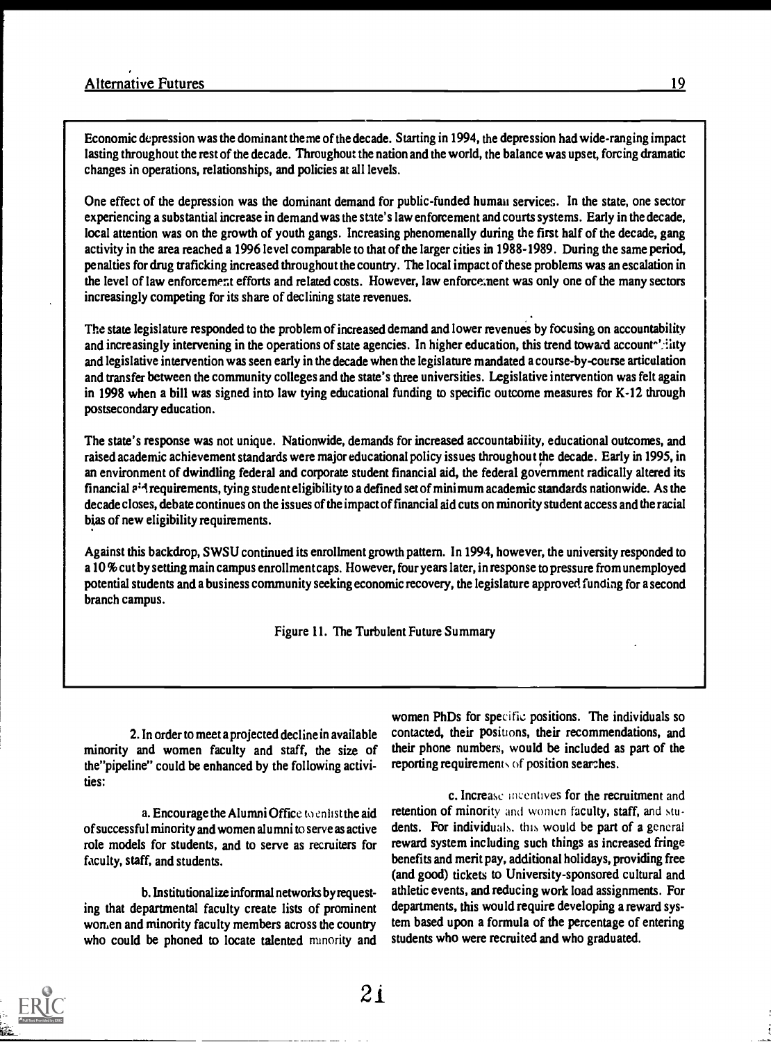Economic depression was the dominant theme of the decade. Starting in 1994, the depression had wide-ranging impact lasting throughout the rest of the decade. Throughout the nation and the world, the balance was upset, forcing dramatic changes in operations, relationships, and policies at all levels.

One effect of the depression was the dominant demand for public-funded human services. In the state, one sector experiencing a substantial increase in demand was the state's law enforcement and courts systems. Early in the decade, local attention was on the growth of youth gangs. Increasing phenomenally during the first half of the decade, gang activity in the area reached a 1996 level comparable to that of the larger cities in 1988-1989. During the same period, penalties for drug traficking increased throughout the country. The local impact of these problems was an escalation in the level of law enforcement efforts and related costs. However, law enforcement was only one of the many sectors increasingly competing for its share of declining state revenues.

The state legislature responded to the problem of increased demand and lower revenues by focusing on accountability and increasingly intervening in the operations of state agencies. In higher education, this trend toward accountability and legislative intervention was seen early in the decade when the legislature mandated a course-by-course articulation and transfer between the community colleges and the state's three universities. Legislative intervention was felt again in 1998 when a bill was signed into law tying educational funding to specific outcome measures for K-12 through postsecondary education.

The state's response was not unique. Nationwide, demands for increased accountability, educational outcomes, and raised academic achievement standards were major educational policy issues throughout the decade. Early in 1995, in an environment of dwindling federal and corporate student financial aid, the federal government radically altered its financial aid requirements, tying student eligibility to a defined set of minimum academic standards nationwide. As the decade closes, debate continues on the issues of the impact of financial aid cuts on minority student access and the racial bias of new eligibility requirements.

Against this backdrop, SWSU continued its enrollment growth pattern. In 1994, however, the university responded to a 10% cut by setting main campus enrollment caps. However, four years later, in response to pressure from unemployed potential students and a business community seeking economic recovery, the legislature approved funding for a second branch campus.

Figure 11. The Turbulent Future Summary

2. In order to meet a projected decline in available minority and women faculty and staff, the size of the "pipeline" could be enhanced by the following activities:

a. Encourage the Alumni Office to enlist the aid of successful minority and women alumni to serve as active role models for students, and to serve as recruiters for faculty, staff, and students.

b. Institutionalize informal networks by requesting that departmental faculty create lists of prominent women and minority faculty members across the country who could be phoned to locate talented minority and women PhDs for specific positions. The individuals so contacted, their positions, their recommendations, and their phone numbers, would be included as part of the reporting requirements of position searches.

c. Increase incentives for the recruitment and retention of minority and women faculty, staff, and students. For individuals, this would be part of a general reward system including such things as increased fringe benefits and merit pay, additional holidays, providing free (and good) tickets to University-sponsored cultural and athletic events, and reducing work load assignments. For departments, this would require developing a reward system based upon a formula of the percentage of entering students who were recruited and who graduated.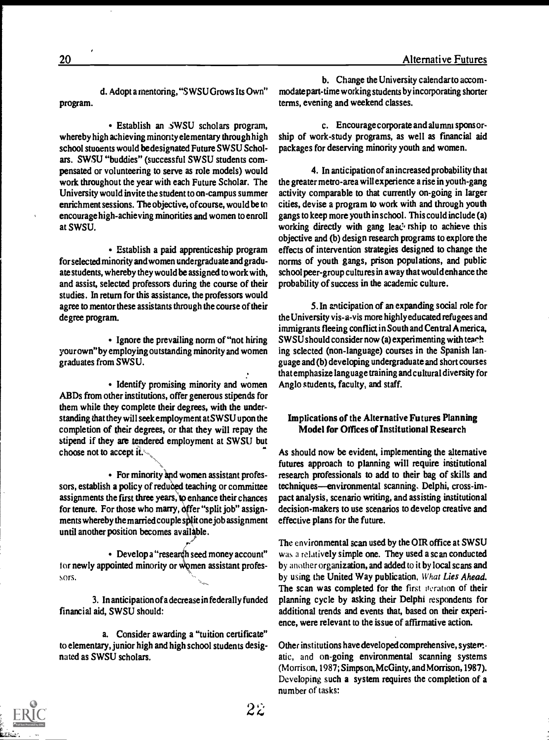d. Adopt a mentoring, "SWSU Grows Its Own" program.

• Establish an SWSU scholars program, whereby high achieving minority elementary through high school students would be designated Future SWSU Scholars. SWSU "buddies" (successful SWSU students compensated or volunteering to serve as role models) would work throughout the year with each Future Scholar. The University would invite the student to on-campus summer enrichment sessions. The objective, of course, would be to encourage high-achieving minorities and women to enroll at SWSU.

• Establish a paid apprenticeship program for selected minority and women undergraduate and graduate students, whereby they would be assigned to work with, and assist, selected professors during the course of their studies. In return for this assistance, the professors would agree to mentor these assistants through the course of their degree program.

• Ignore the prevailing norm of "not hiring your own" by employing outstanding minority and women graduates from SWSU.

• Identify promising minority and women ABDs from other institutions, offer generous stipends for them while they complete their degrees, with the understanding that they will seek employment at SWSU upon the completion of their degrees, or that they will repay the stipend if they are tendered employment at SWSU but choose not to accept it.

• For minority and women assistant professors, establish a policy of reduced teaching or committee assignments the first three years, to enhance their chances for tenure. For those who marry, offer "split job" assignments whereby the married couple split one job assignment until another position becomes available.

• Develop a "research seed money account" for newly appointed minority or women assistant professors.

3. In anticipation of a decrease in federally funded financial aid, SWSU should:

a. Consider awarding a "tuition certificate" to elementary, junior high and high school students designated as SWSU scholars.

b. Change the University calendar to accommodate part-time working students by incorporating shorter terms, evening and weekend classes.

c. Encourage corporate and alumni sponsorship of work-study programs, as well as financial aid packages for deserving minority youth and women.

4. In anticipation of an increased probability that the greater metro-area will experience a rise in youth-gang activity comparable to that currently on-going in larger cities, devise a program to work with and through youth gangs to keep more youth in school. This could include (a) working directly with gang leadership to achieve this objective and (b) design research programs to explore the effects of intervention strategies designed to change the norms of youth gangs, prison populations, and public school peer-group cultures in a way that would enhance the probability of success in the academic culture.

5. In anticipation of an expanding social role for the University vis-a-vis more highly educated refugees and immigrants fleeing conflict in South and Central America, SWSU should consider now (a) experimenting with teaching selected (non-language) courses in the Spanish language and (b) developing undergraduate and short courses that emphasize language training and cultural diversity for Anglo students, faculty, and staff.

### Implications of the Alternative Futures Planning Model for Offices of Institutional Research

As should now be evident, implementing the alternative futures approach to planning will require institutional research professionals to add to their bag of skills and techniques—environmental scanning, Delphi, cross-impact analysis, scenario writing, and assisting institutional decision-makers to use scenarios to develop creative and effective plans for the future.

The environmental scan used by the OIR office at SWSU was a relatively simple one. They used a scan conducted by another organization, and added to it by local scans and by using the United Way publication, *What Lies Ahead*. The scan was completed for the first iteration of their planning cycle by asking their Delphi respondents for additional trends and events that, based on their experience, were relevant to the issue of affirmative action.

Other institutions have developed comprehensive, systematic, and on-going environmental scanning systems (Morrison, 1987; Simpson, McGinty, and Morrison, 1987). Developing such a system requires the completion of a number of tasks: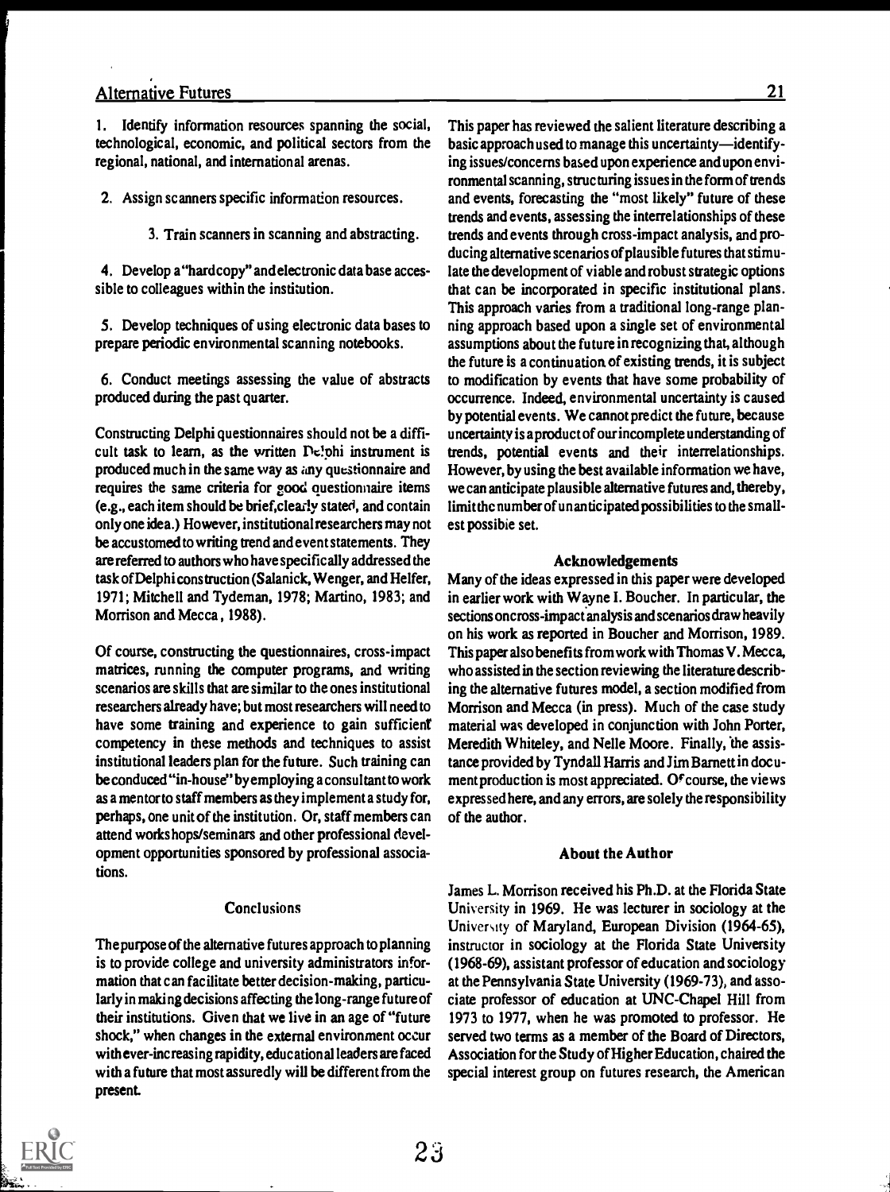1. Identify information resources spanning the social, technological, economic, and political sectors from the regional, national, and international arenas.

2. Assign scanners specific information resources.

3. Train scanners in scanning and abstracting.

4. Develop a "hardcopy" and electronic data base accessible to colleagues within the institution.

5. Develop techniques of using electronic data bases to prepare periodic environmental scanning notebooks.

6. Conduct meetings assessing the value of abstracts produced during the past quarter.

Constructing Delphi questionnaires should not be a difficult task to learn, as the written Delphi instrument is produced much in the same way as any questionnaire and requires the same criteria for good questionnaire items (e.g., each item should be brief, clearly stated, and contain only one idea.) However, institutional researchers may not be accustomed to writing trend and event statements. They are referred to authors who have specifically addressed the task of Delphi construction (Salanick, Wenger, and Helfer, 1971; Mitchell and Tydeman, 1978; Martino, 1983; and Morrison and Mecca, 1988).

Of course, constructing the questionnaires, cross-impact matrices, running the computer programs, and writing scenarios are skills that are similar to the ones institutional researchers already have; but most researchers will need to have some training and experience to gain sufficient competency in these methods and techniques to assist institutional leaders plan for the future. Such training can be conducted "in-house" by employing a consultant to work as a mentor to staff members as they implement a study for, perhaps, one unit of the institution. Or, staff members can attend workshops/seminars and other professional development opportunities sponsored by professional associations.

## Conclusions

The purpose of the alternative futures approach to planning is to provide college and university administrators information that can facilitate better decision-making, particularly in making decisions affecting the long-range future of their institutions. Given that we live in an age of "future shock," when changes in the external environment occur with ever-increasing rapidity, educational leaders are faced with a future that most assuredly will be different from the present.

This paper has reviewed the salient literature describing a basic approach used to manage this uncertainty—identifying issues/concerns based upon experience and upon environmental scanning, structuring issues in the form of trends and events, forecasting the "most likely" future of these trends and events, assessing the interrelationships of these trends and events through cross-impact analysis, and producing alternative scenarios of plausible futures that stimulate the development of viable and robust strategic options that can be incorporated in specific institutional plans. This approach varies from a traditional long-range planning approach based upon a single set of environmental assumptions about the future in recognizing that, although the future is a continuation of existing trends, it is subject to modification by events that have some probability of occurrence. Indeed, environmental uncertainty is caused by potential events. We cannot predict the future, because uncertainty is a product of our incomplete understanding of trends, potential events and their interrelationships. However, by using the best available information we have, we can anticipate plausible alternative futures and, thereby, limit the number of unanticipated possibilities to the smallest possible set.

### Acknowledgements

Many of the ideas expressed in this paper were developed in earlier work with Wayne I. Boucher. In particular, the sections on cross-impact analysis and scenarios draw heavily on his work as reported in Boucher and Morrison, 1989. This paper also benefits from work with Thomas V. Mecca, who assisted in the section reviewing the literature describing the alternative futures model, a section modified from Morrison and Mecca (in press). Much of the case study material was developed in conjunction with John Porter, Meredith Whiteley, and Nelle Moore. Finally, the assistance provided by Tyndall Harris and Jim Barnett in document production is most appreciated. Of course, the views expressed here, and any errors, are solely the responsibility of the author.

### About the Author

James L. Morrison received his Ph.D. at the Florida State University in 1969. He was lecturer in sociology at the University of Maryland, European Division (1964-65), instructor in sociology at the Florida State University (1968-69), assistant professor of education and sociology at the Pennsylvania State University (1969-73), and associate professor of education at UNC-Chapel Hill from 1973 to 1977, when he was promoted to professor. He served two terms as a member of the Board of Directors, Association for the Study of Higher Education, chaired the special interest group on futures research, the American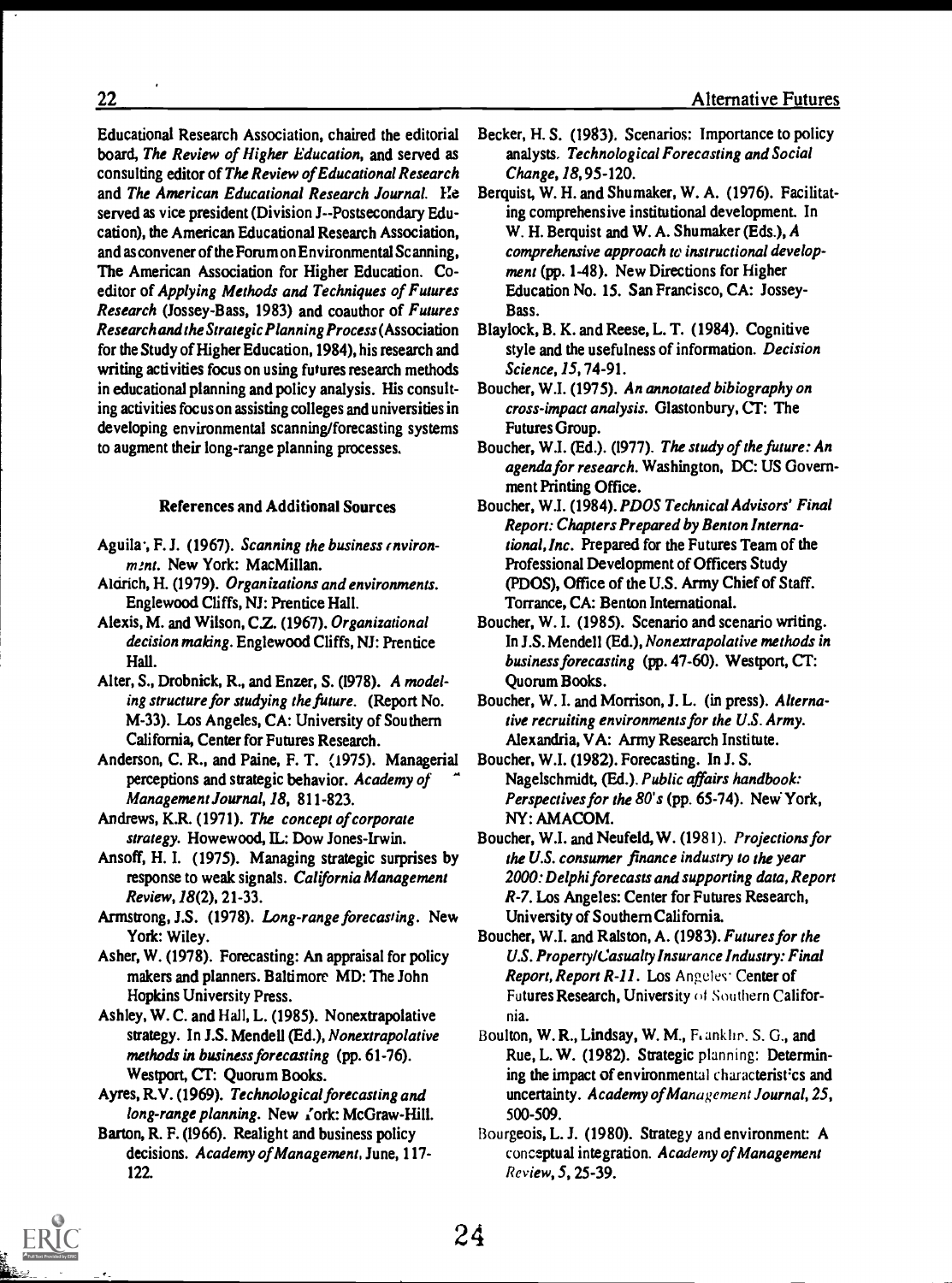Educational Research Association, chaired the editorial board, *The Review of Higher Education*, and served as consulting editor of *The Review of Educational Research* and *The American Educational Research Journal*. He served as vice president (Division J--Postsecondary Education), the American Educational Research Association, and as convener of the Forum on Environmental Scanning, The American Association for Higher Education. Co-editor of *Applying Methods and Techniques of Futures Research* (Jossey-Bass, 1983) and coauthor of *Futures Research and the Strategic Planning Process* (Association for the Study of Higher Education, 1984), his research and writing activities focus on using futures research methods in educational planning and policy analysis. His consulting activities focus on assisting colleges and universities in developing environmental scanning/forecasting systems to augment their long-range planning processes.

## References and Additional Sources

Aguilar, F. J. (1967). *Scanning the business environment*. New York: MacMillan.

Aldrich, H. (1979). *Organizations and environments*. Englewood Cliffs, NJ: Prentice Hall.

Alexis, M. and Wilson, C.Z. (1967). *Organizational decision making*. Englewood Cliffs, NJ: Prentice Hall.

Alter, S., Drobnick, R., and Enzer, S. (1978). *A modeling structure for studying the future*. (Report No. M-33). Los Angeles, CA: University of Southern California, Center for Futures Research.

Anderson, C. R., and Paine, F. T. (1975). Managerial perceptions and strategic behavior. *Academy of Management Journal, 18*, 811-823.

Andrews, K.R. (1971). *The concept of corporate strategy*. Howewood, IL: Dow Jones-Irwin.

Ansoff, H. I. (1975). Managing strategic surprises by response to weak signals. *California Management Review, 18*(2), 21-33.

Armstrong, J.S. (1978). *Long-range forecasting*. New York: Wiley.

Asher, W. (1978). Forecasting: An appraisal for policy makers and planners. Baltimore MD: The John Hopkins University Press.

Ashley, W. C. and Hall, L. (1985). Nonextrapolative strategy. In J.S. Mendell (Ed.), *Nonextrapolative methods in business forecasting* (pp. 61-76). Westport, CT: Quorum Books.

Ayres, R.V. (1969). *Technological forecasting and long-range planning*. New York: McGraw-Hill.

Barton, R. F. (1966). Realight and business policy decisions. *Academy of Management*, June, 117-122.

Becker, H. S. (1983). Scenarios: Importance to policy analysts. *Technological Forecasting and Social Change, 18*, 95-120.

Berquist, W. H. and Shumaker, W. A. (1976). Facilitating comprehensive institutional development. In W. H. Berquist and W. A. Shumaker (Eds.), *A comprehensive approach to instructional development* (pp. 1-48). New Directions for Higher Education No. 15. San Francisco, CA: Jossey-Bass.

Blaylock, B. K. and Reese, L. T. (1984). Cognitive style and the usefulness of information. *Decision Science, 15*, 74-91.

Boucher, W.I. (1975). *An annotated bibiography on cross-impact analysis*. Glastonbury, CT: The Futures Group.

Boucher, W.I. (Ed.). (1977). *The study of the future: An agenda for research*. Washington, DC: US Government Printing Office.

Boucher, W.I. (1984). *PDOS Technical Advisors' Final Report: Chapters Prepared by Benton International, Inc.* Prepared for the Futures Team of the Professional Development of Officers Study (PDOS), Office of the U.S. Army Chief of Staff. Torrance, CA: Benton International.

Boucher, W. I. (1985). Scenario and scenario writing. In J.S. Mendell (Ed.), *Nonextrapolative methods in business forecasting* (pp. 47-60). Westport, CT: Quorum Books.

Boucher, W. I. and Morrison, J. L. (in press). *Alternative recruiting environments for the U.S. Army*. Alexandria, VA: Army Research Institute.

Boucher, W.I. (1982). Forecasting. In J. S. Nagelschmidt, (Ed.). *Public affairs handbook: Perspectives for the 80's* (pp. 65-74). New York, NY: AMACOM.

Boucher, W.I. and Neufeld, W. (1981). *Projections for the U.S. consumer finance industry to the year 2000: Delphi forecasts and supporting data, Report R-7*. Los Angeles: Center for Futures Research, University of Southern California.

Boucher, W.I. and Ralston, A. (1983). *Futures for the U.S. Property/Casualty Insurance Industry: Final Report, Report R-11*. Los Angeles: Center of Futures Research, University of Southern California.

Boulton, W. R., Lindsay, W. M., Franklin, S. G., and Rue, L. W. (1982). Strategic planning: Determining the impact of environmental characteristics and uncertainty. *Academy of Management Journal, 25*, 500-509.

Bourgeois, L. J. (1980). Strategy and environment: A conceptual integration. *Academy of Management Review, 5*, 25-39.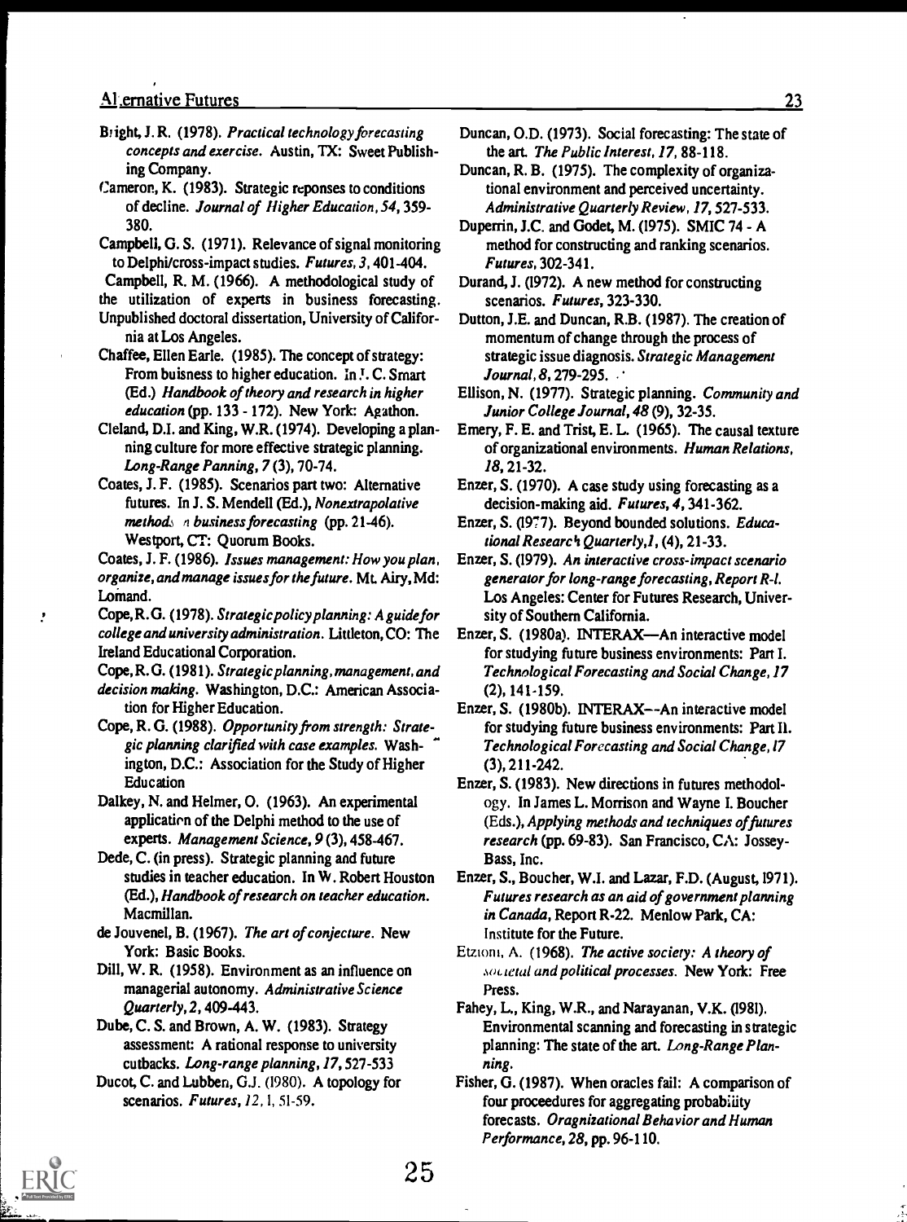Bright, J. R. (1978). *Practical technology forecasting concepts and exercise.* Austin, TX: Sweet Publishing Company.

Cameron, K. (1983). Strategic reponses to conditions of decline. *Journal of Higher Education, 54*, 359-380.

Campbell, G. S. (1971). Relevance of signal monitoring to Delphi/cross-impact studies. *Futures, 3*, 401-404.

Campbell, R. M. (1966). A methodological study of the utilization of experts in business forecasting. Unpublished doctoral dissertation, University of California at Los Angeles.

Chaffee, Ellen Earle. (1985). The concept of strategy: From buisness to higher education. In J. C. Smart (Ed.) *Handbook of theory and research in higher education* (pp. 133 - 172). New York: Agathon.

Cleland, D.I. and King, W.R. (1974). Developing a planning culture for more effective strategic planning. *Long-Range Panning, 7* (3), 70-74.

Coates, J. F. (1985). Scenarios part two: Alternative futures. In J. S. Mendell (Ed.), *Nonextrapolative methods in business forecasting* (pp. 21-46). Westport, CT: Quorum Books.

Coates, J. F. (1986). *Issues management: How you plan, organize, and manage issues for the future.* Mt. Airy, Md: Lomand.

Cope, R. G. (1978). *Strategic policy planning: A guide for college and university administration.* Littleton, CO: The Ireland Educational Corporation.

Cope, R. G. (1981). *Strategic planning, management, and decision making.* Washington, D.C.: American Association for Higher Education.

Cope, R. G. (1988). *Opportunity from strength: Strategic planning clarified with case examples.* Washington, D.C.: Association for the Study of Higher Education

Dalkey, N. and Helmer, O. (1963). An experimental application of the Delphi method to the use of experts. *Management Science, 9* (3), 458-467.

Dede, C. (in press). Strategic planning and future studies in teacher education. In W. Robert Houston (Ed.), *Handbook of research on teacher education.* Macmillan.

de Jouvenel, B. (1967). *The art of conjecture.* New York: Basic Books.

Dill, W. R. (1958). Environment as an influence on managerial autonomy. *Administrative Science Quarterly, 2*, 409-443.

Dube, C. S. and Brown, A. W. (1983). Strategy assessment: A rational response to university cutbacks. *Long-range planning, 17*, 527-533

Ducot, C. and Lubben, G.J. (1980). A topology for scenarios. *Futures, 12*, 1, 51-59.

Duncan, O.D. (1973). Social forecasting: The state of the art. *The Public Interest, 17*, 88-118.

Duncan, R. B. (1975). The complexity of organizational environment and perceived uncertainty. *Administrative Quarterly Review, 17*, 527-533.

Duperrin, J.C. and Godet, M. (1975). SMIC 74 - A method for constructing and ranking scenarios. *Futures*, 302-341.

Durand, J. (1972). A new method for constructing scenarios. *Futures*, 323-330.

Dutton, J.E. and Duncan, R.B. (1987). The creation of momentum of change through the process of strategic issue diagnosis. *Strategic Management Journal, 8*, 279-295.

Ellison, N. (1977). Strategic planning. *Community and Junior College Journal, 48* (9), 32-35.

Emery, F. E. and Trist, E. L. (1965). The causal texture of organizational environments. *Human Relations, 18*, 21-32.

Enzer, S. (1970). A case study using forecasting as a decision-making aid. *Futures, 4*, 341-362.

Enzer, S. (1977). Beyond bounded solutions. *Educational Research Quarterly, 1*, (4), 21-33.

Enzer, S. (1979). *An interactive cross-impact scenario generator for long-range forecasting, Report R-1.* Los Angeles: Center for Futures Research, University of Southern California.

Enzer, S. (1980a). INTERAX—An interactive model for studying future business environments: Part I. *Technological Forecasting and Social Change, 17* (2), 141-159.

Enzer, S. (1980b). INTERAX—An interactive model for studying future business environments: Part II. *Technological Forecasting and Social Change, 17* (3), 211-242.

Enzer, S. (1983). New directions in futures methodology. In James L. Morrison and Wayne I. Boucher (Eds.), *Applying methods and techniques of futures research* (pp. 69-83). San Francisco, CA: Jossey-Bass, Inc.

Enzer, S., Boucher, W.I. and Lazar, F.D. (August, 1971). *Futures research as an aid of government planning in Canada*, Report R-22. Menlow Park, CA: Institute for the Future.

Etzioni, A. (1968). *The active society: A theory of societal and political processes.* New York: Free Press.

Fahey, L., King, W.R., and Narayanan, V.K. (1981). Environmental scanning and forecasting in strategic planning: The state of the art. *Long-Range Planning.*

Fisher, G. (1987). When oracles fail: A comparison of four proceedures for aggregating probability forecasts. *Oragnizational Behavior and Human Performance, 28*, pp. 96-110.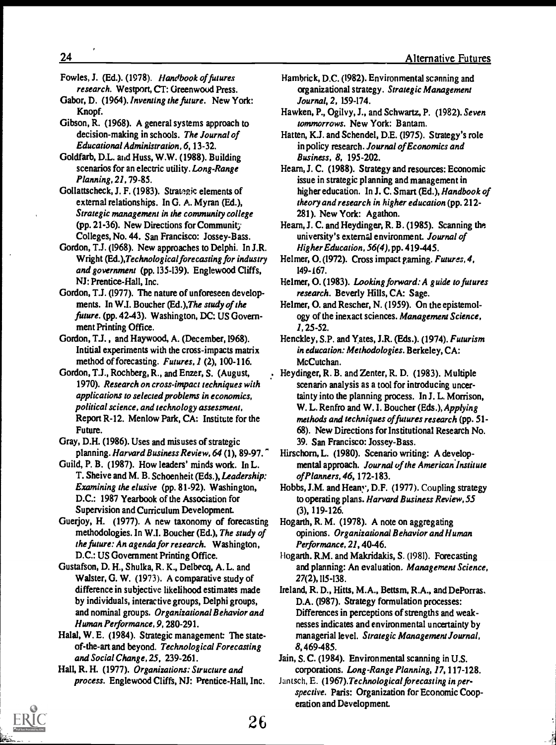Fowles, J. (Ed.). (1978). *Handbook of futures research.* Westport, CT: Greenwood Press.

Gabor, D. (1964). *Inventing the future.* New York: Knopf.

Gibson, R. (1968). A general systems approach to decision-making in schools. *The Journal of Educational Administration, 6,* 13-32.

Goldfarb, D.L. and Huss, W.W. (1988). Building scenarios for an electric utility. *Long-Range Planning, 21,* 79-85.

Gollattscheck, J. F. (1983). Strategic elements of external relationships. In G. A. Myran (Ed.), *Strategic management in the community college* (pp. 21-36). New Directions for Community Colleges, No. 44. San Francisco: Jossey-Bass.

Gordon, T.J. (1968). New approaches to Delphi. In J.R. Wright (Ed.),*Technological forecasting for industry and government* (pp. 135-139). Englewood Cliffs, NJ: Prentice-Hall, Inc.

Gordon, T.J. (1977). The nature of unforeseen developments. In W.I. Boucher (Ed.),*The study of the future.* (pp. 42-43). Washington, DC: US Government Printing Office.

Gordon, T.J., and Haywood, A. (December, 1968). Intitial experiments with the cross-impacts matrix method of forecasting. *Futures, 1* (2), 100-116.

Gordon, T.J., Rochberg, R., and Enzer, S. (August, 1970). *Research on cross-impact techniques with applications to selected problems in economics, political science, and technology assessment,* Report R-12. Menlow Park, CA: Institute for the Future.

Gray, D.H. (1986). Uses and misuses of strategic planning. *Harvard Business Review, 64* (1), 89-97.

Guild, P. B. (1987). How leaders' minds work. In L. T. Sheive and M. B. Schoenheit (Eds.), *Leadership: Examining the elusive* (pp. 81-92). Washington, D.C.: 1987 Yearbook of the Association for Supervision and Curriculum Development.

Guerjoy, H. (1977). A new taxonomy of forecasting methodologies. In W.I. Boucher (Ed.), *The study of the future: An agenda for research.* Washington, D.C.: US Government Printing Office.

Gustafson, D. H., Shulka, R. K., Delbecq, A. L. and Walster, G. W. (1973). A comparative study of difference in subjective likelihood estimates made by individuals, interactive groups, Delphi groups, and nominal groups. *Organizational Behavior and Human Performance, 9,* 280-291.

Halal, W. E. (1984). Strategic management: The state-of-the-art and beyond. *Technological Forecasting and Social Change, 25,* 239-261.

Hall, R. H. (1977). *Organizations: Structure and process.* Englewood Cliffs, NJ: Prentice-Hall, Inc.

Hambrick, D.C. (1982). Environmental scanning and organizational strategy. *Strategic Management Journal, 2,* 159-174.

Hawken, P., Ogilvy, J., and Schwartz, P. (1982). *Seven tommorrows.* New York: Bantam.

Hatten, K.J. and Schendel, D.E. (1975). Strategy's role in policy research. *Journal of Economics and Business, 8,* 195-202.

Hearn, J. C. (1988). Strategy and resources: Economic issue in strategic planning and management in higher education. In J. C. Smart (Ed.), *Handbook of theory and research in higher education* (pp. 212-281). New York: Agathon.

Hearn, J. C. and Heydinger, R. B. (1985). Scanning the university's external environment. *Journal of Higher Education, 56(4),* pp. 419-445.

Helmer, O. (1972). Cross impact gaming. *Futures, 4,* 149-167.

Helmer, O. (1983). *Looking forward: A guide to futures research.* Beverly Hills, CA: Sage.

Helmer, O. and Rescher, N. (1959). On the epistemology of the inexact sciences. *Management Science, 1,* 25-52.

Henckley, S.P. and Yates, J.R. (Eds.). (1974). *Futurism in education: Methodologies.* Berkeley, CA: McCutchan.

Heydinger, R. B. and Zenter, R. D. (1983). Multiple scenario analysis as a tool for introducing uncertainty into the planning process. In J. L. Morrison, W. L. Renfro and W. I. Boucher (Eds.), *Applying methods and techniques of futures research* (pp. 51-68). New Directions for Institutional Research No. 39. San Francisco: Jossey-Bass.

Hirschorn, L. (1980). Scenario writing: A developmental approach. *Journal of the American Institute of Planners, 46,* 172-183.

Hobbs, J.M. and Heany, D.F. (1977). Coupling strategy to operating plans. *Harvard Business Review, 55* (3), 119-126.

Hogarth, R. M. (1978). A note on aggregating opinions. *Organizational Behavior and Human Performance, 21,* 40-46.

Hogarth. R.M. and Makridakis, S. (1981). Forecasting and planning: An evaluation. *Management Science, 27*(2), 115-138.

Ireland, R. D., Hitts, M.A., Bettsm, R.A., and DePorras, D.A. (1987). Strategy formulation processes: Differences in perceptions of strengths and weaknesses indicates and environmental uncertainty by managerial level. *Strategic Management Journal, 8,* 469-485.

Jain, S. C. (1984). Environmental scanning in U.S. corporations. *Long-Range Planning, 17,* 117-128.

Jantsch, E. (1967).*Technological forecasting in perspective.* Paris: Organization for Economic Cooperation and Development.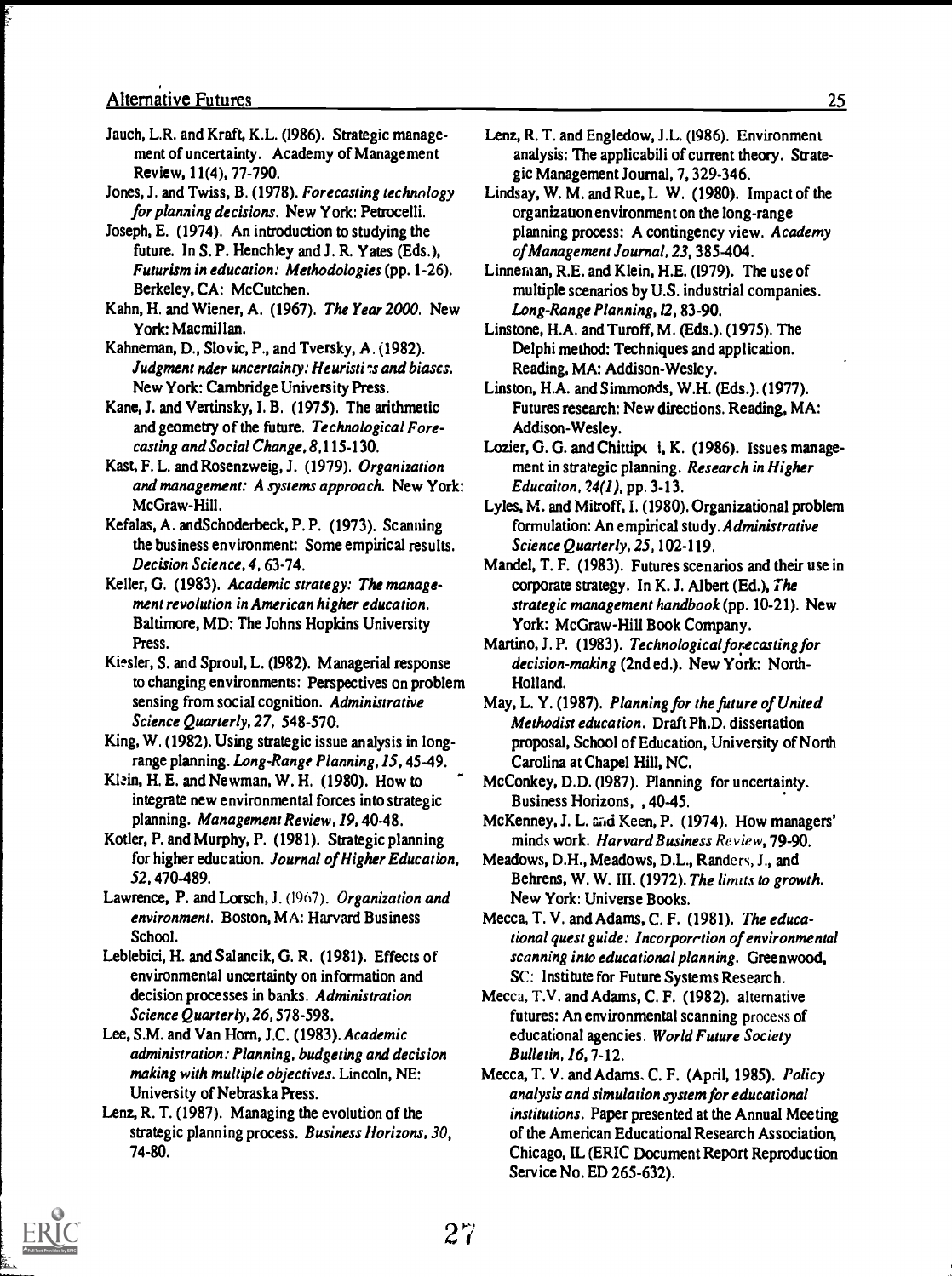Jauch, L.R. and Kraft, K.L. (1986). Strategic management of uncertainty. Academy of Management Review, 11(4), 77-790.

Jones, J. and Twiss, B. (1978). *Forecasting technology for planning decisions*. New York: Petrocelli.

Joseph, E. (1974). An introduction to studying the future. In S. P. Henchley and J. R. Yates (Eds.), *Futurism in education: Methodologies* (pp. 1-26). Berkeley, CA: McCutchen.

Kahn, H. and Wiener, A. (1967). *The Year 2000*. New York: Macmillan.

Kahneman, D., Slovic, P., and Tversky, A. (1982). *Judgment nder uncertainty: Heuristi :s and biases*. New York: Cambridge University Press.

Kane, J. and Vertinsky, I. B. (1975). The arithmetic and geometry of the future. *Technological Forecasting and Social Change, 8*, 115-130.

Kast, F. L. and Rosenzweig, J. (1979). *Organization and management: A systems approach*. New York: McGraw-Hill.

Kefalas, A. and Schoderbeck, P. P. (1973). Scanning the business environment: Some empirical results. *Decision Science, 4*, 63-74.

Keller, G. (1983). *Academic strategy: The management revolution in American higher education*. Baltimore, MD: The Johns Hopkins University Press.

Kiesler, S. and Sproul, L. (1982). Managerial response to changing environments: Perspectives on problem sensing from social cognition. *Administrative Science Quarterly, 27*, 548-570.

King, W. (1982). Using strategic issue analysis in long-range planning. *Long-Range Planning, 15*, 45-49.

Klein, H. E. and Newman, W. H. (1980). How to integrate new environmental forces into strategic planning. *Management Review, 19*, 40-48.

Kotler, P. and Murphy, P. (1981). Strategic planning for higher education. *Journal of Higher Education, 52*, 470-489.

Lawrence, P. and Lorsch, J. (1967). *Organization and environment*. Boston, MA: Harvard Business School.

Leblebici, H. and Salancik, G. R. (1981). Effects of environmental uncertainty on information and decision processes in banks. *Administration Science Quarterly, 26*, 578-598.

Lee, S.M. and Van Horn, J.C. (1983). *Academic administration: Planning, budgeting and decision making with multiple objectives*. Lincoln, NE: University of Nebraska Press.

Lenz, R. T. (1987). Managing the evolution of the strategic planning process. *Business Horizons, 30*, 74-80.

Lenz, R. T. and Engledow, J.L. (1986). Environment analysis: The applicabili of current theory. Strategic Management Journal, 7, 329-346.

Lindsay, W. M. and Rue, L. W. (1980). Impact of the organization environment on the long-range planning process: A contingency view. *Academy of Management Journal, 23*, 385-404.

Linneman, R.E. and Klein, H.E. (1979). The use of multiple scenarios by U.S. industrial companies. *Long-Range Planning, 12*, 83-90.

Linstone, H.A. and Turoff, M. (Eds.). (1975). The Delphi method: Techniques and application. Reading, MA: Addison-Wesley.

Linston, H.A. and Simmonds, W.H. (Eds.). (1977). Futures research: New directions. Reading, MA: Addison-Wesley.

Lozier, G. G. and Chittipc i, K. (1986). Issues management in strategic planning. *Research in Higher Educaiton, 24(1)*, pp. 3-13.

Lyles, M. and Mitroff, I. (1980). Organizational problem formulation: An empirical study. *Administrative Science Quarterly, 25*, 102-119.

Mandel, T. F. (1983). Futures scenarios and their use in corporate strategy. In K. J. Albert (Ed.), *The strategic management handbook* (pp. 10-21). New York: McGraw-Hill Book Company.

Martino, J. P. (1983). *Technological forecasting for decision-making* (2nd ed.). New York: North-Holland.

May, L. Y. (1987). *Planning for the future of United Methodist education*. Draft Ph.D. dissertation proposal, School of Education, University of North Carolina at Chapel Hill, NC.

McConkey, D.D. (1987). Planning for uncertainty. Business Horizons, , 40-45.

McKenney, J. L. and Keen, P. (1974). How managers' minds work. *Harvard Business Review*, 79-90.

Meadows, D.H., Meadows, D.L., Randers, J., and Behrens, W. W. III. (1972). *The limits to growth*. New York: Universe Books.

Mecca, T. V. and Adams, C. F. (1981). *The educational quest guide: Incorporation of environmental scanning into educational planning*. Greenwood, SC: Institute for Future Systems Research.

Mecca, T.V. and Adams, C. F. (1982). alternative futures: An environmental scanning process of educational agencies. *World Future Society Bulletin, 16*, 7-12.

Mecca, T. V. and Adams. C. F. (April, 1985). *Policy analysis and simulation system for educational institutions*. Paper presented at the Annual Meeting of the American Educational Research Association, Chicago, IL (ERIC Document Report Reproduction Service No. ED 265-632).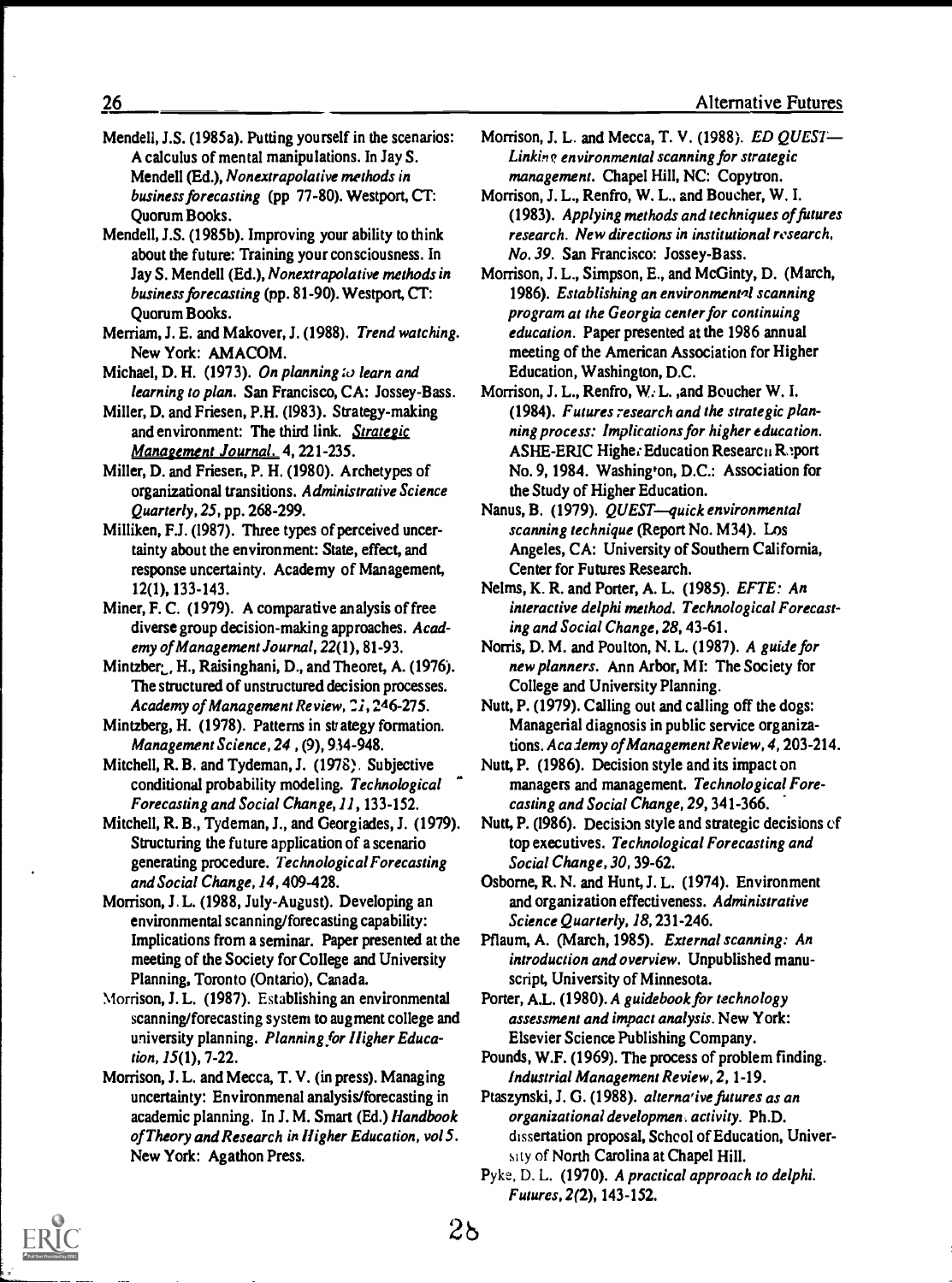Mendell, J.S. (1985a). Putting yourself in the scenarios: A calculus of mental manipulations. In Jay S. Mendell (Ed.), *Nonextrapolative methods in business forecasting* (pp 77-80). Westport, CT: Quorum Books.

Mendell, J.S. (1985b). Improving your ability to think about the future: Training your consciousness. In Jay S. Mendell (Ed.), *Nonextrapolative methods in business forecasting* (pp. 81-90). Westport, CT: Quorum Books.

Merriam, J. E. and Makover, J. (1988). *Trend watching*. New York: AMACOM.

Michael, D. H. (1973). *On planning to learn and learning to plan*. San Francisco, CA: Jossey-Bass.

Miller, D. and Friesen, P.H. (1983). Strategy-making and environment: The third link. *Strategic Management Journal*, 4, 221-235.

Miller, D. and Friesen, P. H. (1980). Archetypes of organizational transitions. *Administrative Science Quarterly, 25*, pp. 268-299.

Milliken, F.J. (1987). Three types of perceived uncertainty about the environment: State, effect, and response uncertainty. Academy of Management, 12(1), 133-143.

Miner, F. C. (1979). A comparative analysis of free diverse group decision-making approaches. *Academy of Management Journal, 22*(1), 81-93.

Mintzberg, H., Raisinghani, D., and Theoret, A. (1976). The structured of unstructured decision processes. *Academy of Management Review, 21*, 246-275.

Mintzberg, H. (1978). Patterns in strategy formation. *Management Science, 24*, (9), 934-948.

Mitchell, R. B. and Tydeman, J. (1978). Subjective conditional probability modeling. *Technological Forecasting and Social Change, 11*, 133-152.

Mitchell, R. B., Tydeman, J., and Georgiades, J. (1979). Structuring the future application of a scenario generating procedure. *Technological Forecasting and Social Change, 14*, 409-428.

Morrison, J. L. (1988, July-August). Developing an environmental scanning/forecasting capability: Implications from a seminar. Paper presented at the meeting of the Society for College and University Planning, Toronto (Ontario), Canada.

Morrison, J. L. (1987). Establishing an environmental scanning/forecasting system to augment college and university planning. *Planning for Higher Education, 15*(1), 7-22.

Morrison, J. L. and Mecca, T. V. (in press). Managing uncertainty: Environmenal analysis/forecasting in academic planning. In J. M. Smart (Ed.) *Handbook of Theory and Research in Higher Education, vol 5*. New York: Agathon Press.

Morrison, J. L. and Mecca, T. V. (1988). *ED QUEST—Linking environmental scanning for strategic management*. Chapel Hill, NC: Copytron.

Morrison, J. L., Renfro, W. L., and Boucher, W. I. (1983). *Applying methods and techniques of futures research. New directions in institutional research, No. 39*. San Francisco: Jossey-Bass.

Morrison, J. L., Simpson, E., and McGinty, D. (March, 1986). *Establishing an environmental scanning program at the Georgia center for continuing education*. Paper presented at the 1986 annual meeting of the American Association for Higher Education, Washington, D.C.

Morrison, J. L., Renfro, W. L. ,and Boucher W. I. (1984). *Futures research and the strategic planning process: Implications for higher education*. ASHE-ERIC Higher Education Research Report No. 9, 1984. Washington, D.C.: Association for the Study of Higher Education.

Nanus, B. (1979). *QUEST—quick environmental scanning technique* (Report No. M34). Los Angeles, CA: University of Southern California, Center for Futures Research.

Nelms, K. R. and Porter, A. L. (1985). *EFTE: An interactive delphi method. Technological Forecasting and Social Change, 28*, 43-61.

Norris, D. M. and Poulton, N. L. (1987). *A guide for new planners*. Ann Arbor, MI: The Society for College and University Planning.

Nutt, P. (1979). Calling out and calling off the dogs: Managerial diagnosis in public service organizations. *Academy of Management Review, 4*, 203-214.

Nutt, P. (1986). Decision style and its impact on managers and management. *Technological Forecasting and Social Change, 29*, 341-366.

Nutt, P. (1986). Decision style and strategic decisions of top executives. *Technological Forecasting and Social Change, 30*, 39-62.

Osborne, R. N. and Hunt, J. L. (1974). Environment and organization effectiveness. *Administrative Science Quarterly, 18*, 231-246.

Pflaum, A. (March, 1985). *External scanning: An introduction and overview*. Unpublished manuscript, University of Minnesota.

Porter, A.L. (1980). *A guidebook for technology assessment and impact analysis*. New York: Elsevier Science Publishing Company.

Pounds, W.F. (1969). The process of problem finding. *Industrial Management Review, 2*, 1-19.

Ptaszynski, J. G. (1988). *alternative futures as an organizational development activity*. Ph.D. dissertation proposal, School of Education, University of North Carolina at Chapel Hill.

Pyke, D. L. (1970). *A practical approach to delphi. Futures, 2*(2), 143-152.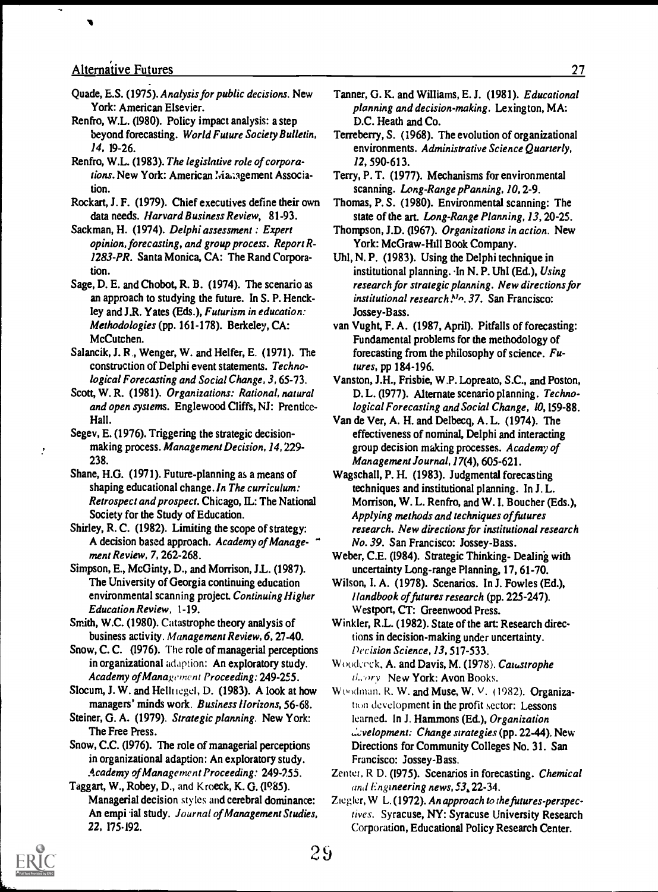Quade, E.S. (1975). *Analysis for public decisions*. New York: American Elsevier.

Renfro, W.L. (1980). Policy impact analysis: a step beyond forecasting. *World Future Society Bulletin, 14*, 19-26.

Renfro, W.L. (1983). *The legislative role of corporations*. New York: American Management Association.

Rockart, J. F. (1979). Chief executives define their own data needs. *Harvard Business Review*, 81-93.

Sackman, H. (1974). *Delphi assessment : Expert opinion, forecasting, and group process. Report R-1283-PR*. Santa Monica, CA: The Rand Corporation.

Sage, D. E. and Chobot, R. B. (1974). The scenario as an approach to studying the future. In S. P. Henckley and J.R. Yates (Eds.), *Futurism in education: Methodologies* (pp. 161-178). Berkeley, CA: McCutchen.

Salancik, J. R., Wenger, W. and Helfer, E. (1971). The construction of Delphi event statements. *Technological Forecasting and Social Change, 3*, 65-73.

Scott, W. R. (1981). *Organizations: Rational, natural and open systems*. Englewood Cliffs, NJ: Prentice-Hall.

Segev, E. (1976). Triggering the strategic decision-making process. *Management Decision, 14*, 229-238.

Shane, H.G. (1971). Future-planning as a means of shaping educational change. *In The curriculum: Retrospect and prospect*. Chicago, IL: The National Society for the Study of Education.

Shirley, R. C. (1982). Limiting the scope of strategy: A decision based approach. *Academy of Management Review, 7*, 262-268.

Simpson, E., McGinty, D., and Morrison, J.L. (1987). The University of Georgia continuing education environmental scanning project. *Continuing Higher Education Review*, 1-19.

Smith, W.C. (1980). Catastrophe theory analysis of business activity. *Management Review, 6*, 27-40.

Snow, C. C. (1976). The role of managerial perceptions in organizational adaption: An exploratory study. *Academy of Management Proceeding*: 249-255.

Slocum, J. W. and Hellriegel, D. (1983). A look at how managers' minds work. *Business Horizons*, 56-68.

Steiner, G. A. (1979). *Strategic planning*. New York: The Free Press.

Snow, C.C. (1976). The role of managerial perceptions in organizational adaption: An exploratory study. *Academy of Management Proceeding:* 249-255.

Taggart, W., Robey, D., and Kroeck, K. G. (1985). Managerial decision styles and cerebral dominance: An empirical study. *Journal of Management Studies, 22*, 175-192.

Tanner, G. K. and Williams, E. J. (1981). *Educational planning and decision-making*. Lexington, MA: D.C. Heath and Co.

Terreberry, S. (1968). The evolution of organizational environments. *Administrative Science Quarterly, 12*, 590-613.

Terry, P. T. (1977). Mechanisms for environmental scanning. *Long-Range pPanning, 10*, 2-9.

Thomas, P. S. (1980). Environmental scanning: The state of the art. *Long-Range Planning, 13*, 20-25.

Thompson, J.D. (1967). *Organizations in action*. New York: McGraw-Hill Book Company.

Uhl, N. P. (1983). Using the Delphi technique in institutional planning. In N. P. Uhl (Ed.), *Using research for strategic planning. New directions for institutional research No. 37*. San Francisco: Jossey-Bass.

van Vught, F. A. (1987, April). Pitfalls of forecasting: Fundamental problems for the methodology of forecasting from the philosophy of science. *Futures*, pp 184-196.

Vanston, J.H., Frisbie, W.P. Lopreato, S.C., and Poston, D. L. (1977). Alternate scenario planning. *Technological Forecasting and Social Change, 10*, 159-88.

Van de Ver, A. H. and Delbecq, A. L. (1974). The effectiveness of nominal, Delphi and interacting group decision making processes. *Academy of Management Journal, 17*(4), 605-621.

Wagschall, P. H. (1983). Judgmental forecasting techniques and institutional planning. In J. L. Morrison, W. L. Renfro, and W. I. Boucher (Eds.), *Applying methods and techniques of futures research. New directions for institutional research No. 39*. San Francisco: Jossey-Bass.

Weber, C.E. (1984). Strategic Thinking- Dealing with uncertainty Long-range Planning, 17, 61-70.

Wilson, I. A. (1978). Scenarios. In J. Fowles (Ed.), *Handbook of futures research* (pp. 225-247). Westport, CT: Greenwood Press.

Winkler, R.L. (1982). State of the art: Research directions in decision-making under uncertainty. *Decision Science, 13*, 517-533.

Woodcock, A. and Davis, M. (1978). *Catastrophe theory* New York: Avon Books.

Woodman, R. W. and Muse, W. V. (1982). Organization development in the profit sector: Lessons learned. In J. Hammons (Ed.), *Organization development: Change strategies* (pp. 22-44). New Directions for Community Colleges No. 31. San Francisco: Jossey-Bass.

Zenter, R D. (1975). Scenarios in forecasting. *Chemical and Engineering news, 53*, 22-34.

Ziegler, W L. (1972). *An approach to the futures-perspectives*. Syracuse, NY: Syracuse University Research Corporation, Educational Policy Research Center.